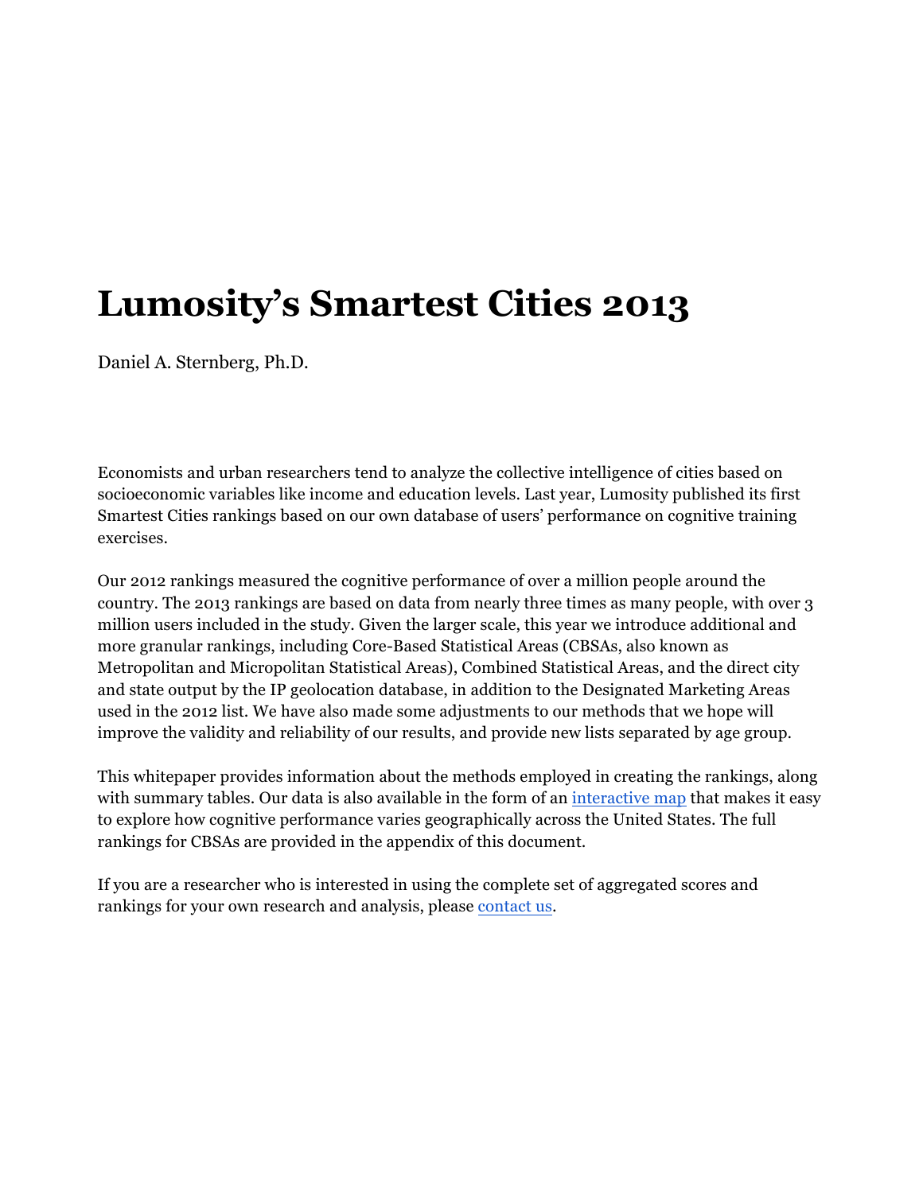# Lumosity's Smartest Cities 2013

Daniel A. Sternberg, Ph.D.

Economists and urban researchers tend to analyze the collective intelligence of cities based on socioeconomic variables like income and education levels. Last year, Lumosity published its first Smartest Cities rankings based on our own database of users' performance on cognitive training exercises.

Our 2012 rankings measured the cognitive performance of over a million people around the country. The 2013 rankings are based on data from nearly three times as many people, with over 3 million users included in the study. Given the larger scale, this year we introduce additional and more granular rankings, including Core-Based Statistical Areas (CBSAs, also known as Metropolitan and Micropolitan Statistical Areas), Combined Statistical Areas, and the direct city and state output by the IP geolocation database, in addition to the Designated Marketing Areas used in the 2012 list. We have also made some adjustments to our methods that we hope will improve the validity and reliability of our results, and provide new lists separated by age group.

This whitepaper provides information about the methods employed in creating the rankings, along with summary tables. Our data is also available in the form of an [interactive map](#) that makes it easy to explore how cognitive performance varies geographically across the United States. The full rankings for CBSAs are provided in the appendix of this document.

If you are a researcher who is interested in using the complete set of aggregated scores and rankings for your own research and analysis, please [contact us](#).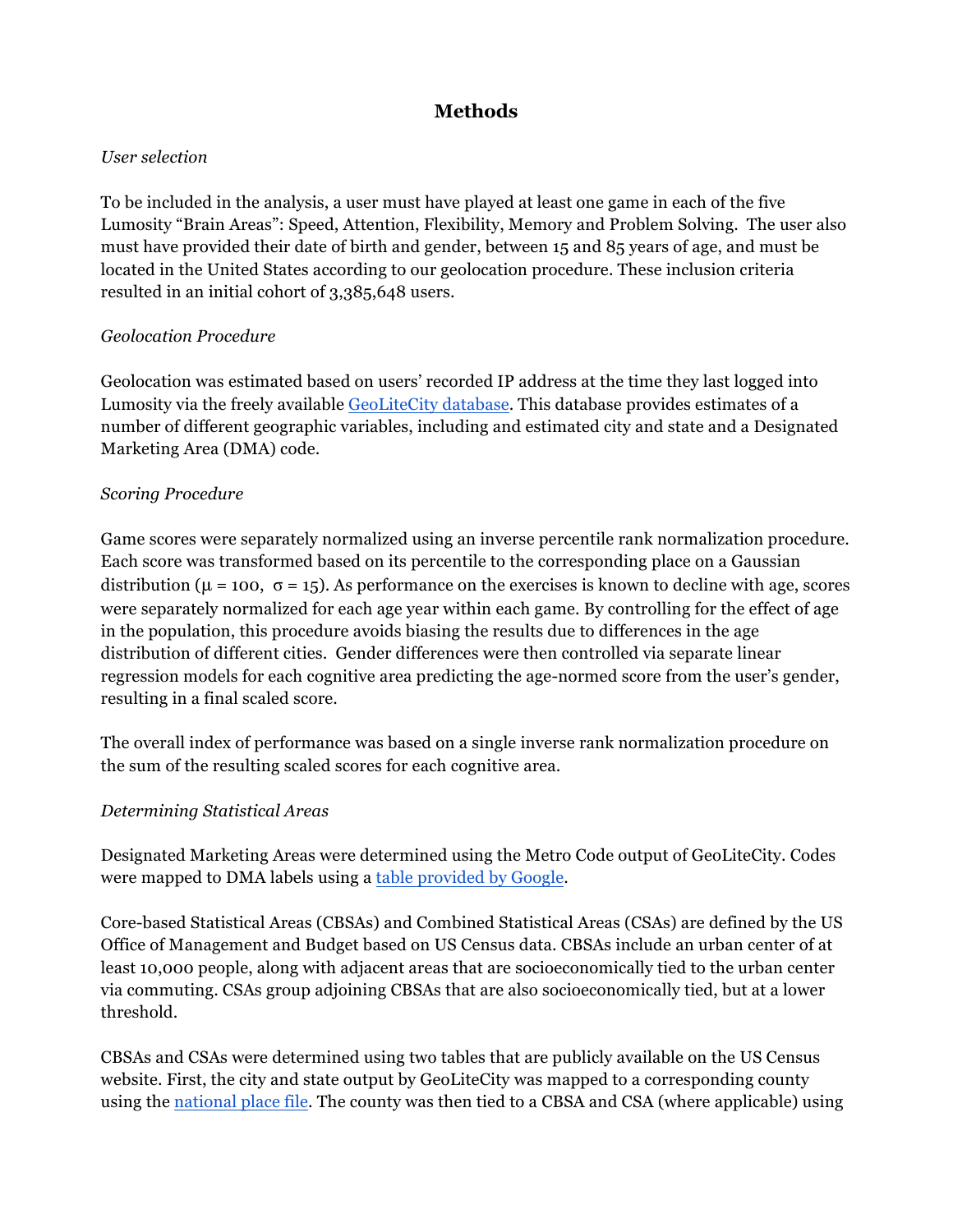## Methods

*User selection*

To be included in the analysis, a user must have played at least one game in each of the five Lumosity "Brain Areas": Speed, Attention, Flexibility, Memory and Problem Solving. The user also must have provided their date of birth and gender, between 15 and 85 years of age, and must be located in the United States according to our geolocation procedure. These inclusion criteria resulted in an initial cohort of 3,385,648 users.

*Geolocation Procedure*

Geolocation was estimated based on users' recorded IP address at the time they last logged into Lumosity via the freely available GeoLiteCity database. This database provides estimates of a number of different geographic variables, including and estimated city and state and a Designated Marketing Area (DMA) code.

*Scoring Procedure*

Game scores were separately normalized using an inverse percentile rank normalization procedure. Each score was transformed based on its percentile to the corresponding place on a Gaussian distribution ($\mu = 100$, $\sigma = 15$). As performance on the exercises is known to decline with age, scores were separately normalized for each age year within each game. By controlling for the effect of age in the population, this procedure avoids biasing the results due to differences in the age distribution of different cities. Gender differences were then controlled via separate linear regression models for each cognitive area predicting the age-normed score from the user's gender, resulting in a final scaled score.

The overall index of performance was based on a single inverse rank normalization procedure on the sum of the resulting scaled scores for each cognitive area.

*Determining Statistical Areas*

Designated Marketing Areas were determined using the Metro Code output of GeoLiteCity. Codes were mapped to DMA labels using a table provided by Google.

Core-based Statistical Areas (CBSAs) and Combined Statistical Areas (CSAs) are defined by the US Office of Management and Budget based on US Census data. CBSAs include an urban center of at least 10,000 people, along with adjacent areas that are socioeconomically tied to the urban center via commuting. CSAs group adjoining CBSAs that are also socioeconomically tied, but at a lower threshold.

CBSAs and CSAs were determined using two tables that are publicly available on the US Census website. First, the city and state output by GeoLiteCity was mapped to a corresponding county using the national place file. The county was then tied to a CBSA and CSA (where applicable) using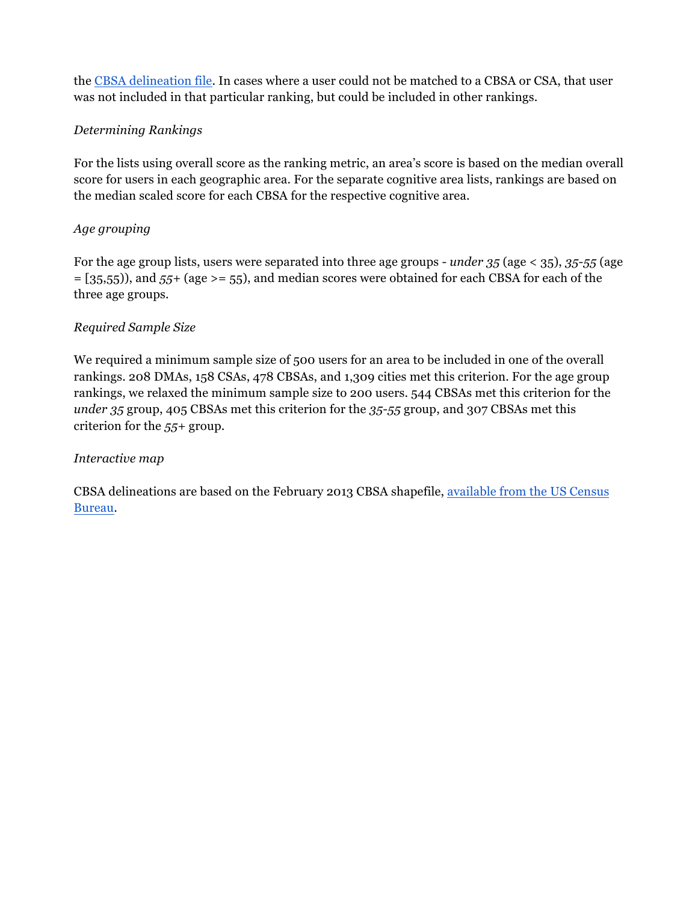the [CBSA delineation file](). In cases where a user could not be matched to a CBSA or CSA, that user was not included in that particular ranking, but could be included in other rankings.

*Determining Rankings*

For the lists using overall score as the ranking metric, an area's score is based on the median overall score for users in each geographic area. For the separate cognitive area lists, rankings are based on the median scaled score for each CBSA for the respective cognitive area.

*Age grouping*

For the age group lists, users were separated into three age groups - *under 35* (age < 35), *35-55* (age = [35,55)), and *55+* (age >= 55), and median scores were obtained for each CBSA for each of the three age groups.

*Required Sample Size*

We required a minimum sample size of 500 users for an area to be included in one of the overall rankings. 208 DMAs, 158 CSAs, 478 CBSAs, and 1,309 cities met this criterion. For the age group rankings, we relaxed the minimum sample size to 200 users. 544 CBSAs met this criterion for the *under 35* group, 405 CBSAs met this criterion for the *35-55* group, and 307 CBSAs met this criterion for the *55+* group.

*Interactive map*

CBSA delineations are based on the February 2013 CBSA shapefile, [available from the US Census Bureau]().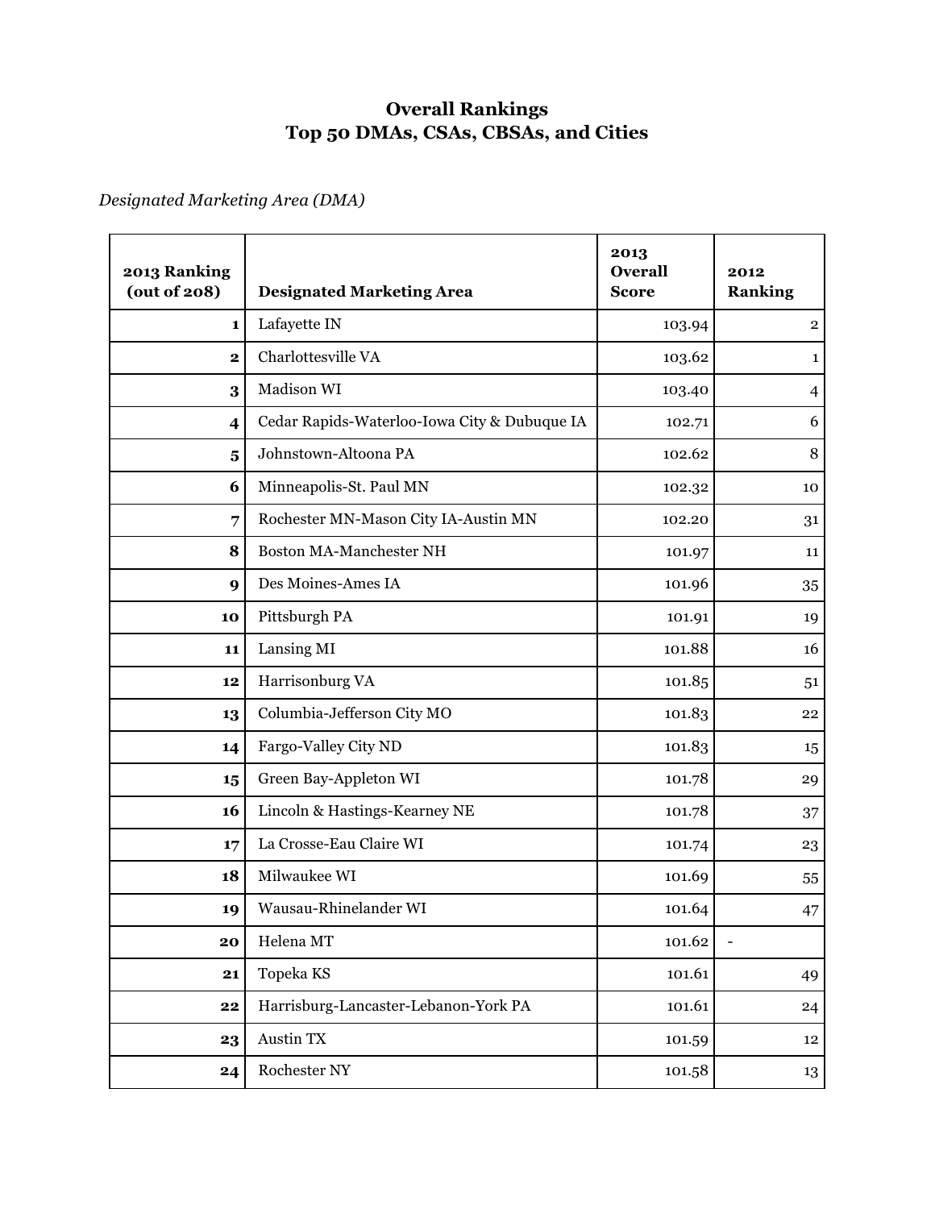## Overall Rankings
## Top 50 DMAs, CSAs, CBSAs, and Cities

*Designated Marketing Area (DMA)*

| 2013 Ranking (out of 208) | Designated Marketing Area | 2013 Overall Score | 2012 Ranking |
|---|---|---|---|
| 1 | Lafayette IN | 103.94 | 2 |
| 2 | Charlottesville VA | 103.62 | 1 |
| 3 | Madison WI | 103.40 | 4 |
| 4 | Cedar Rapids-Waterloo-Iowa City & Dubuque IA | 102.71 | 6 |
| 5 | Johnstown-Altoona PA | 102.62 | 8 |
| 6 | Minneapolis-St. Paul MN | 102.32 | 10 |
| 7 | Rochester MN-Mason City IA-Austin MN | 102.20 | 31 |
| 8 | Boston MA-Manchester NH | 101.97 | 11 |
| 9 | Des Moines-Ames IA | 101.96 | 35 |
| 10 | Pittsburgh PA | 101.91 | 19 |
| 11 | Lansing MI | 101.88 | 16 |
| 12 | Harrisonburg VA | 101.85 | 51 |
| 13 | Columbia-Jefferson City MO | 101.83 | 22 |
| 14 | Fargo-Valley City ND | 101.83 | 15 |
| 15 | Green Bay-Appleton WI | 101.78 | 29 |
| 16 | Lincoln & Hastings-Kearney NE | 101.78 | 37 |
| 17 | La Crosse-Eau Claire WI | 101.74 | 23 |
| 18 | Milwaukee WI | 101.69 | 55 |
| 19 | Wausau-Rhinelander WI | 101.64 | 47 |
| 20 | Helena MT | 101.62 | - |
| 21 | Topeka KS | 101.61 | 49 |
| 22 | Harrisburg-Lancaster-Lebanon-York PA | 101.61 | 24 |
| 23 | Austin TX | 101.59 | 12 |
| 24 | Rochester NY | 101.58 | 13 |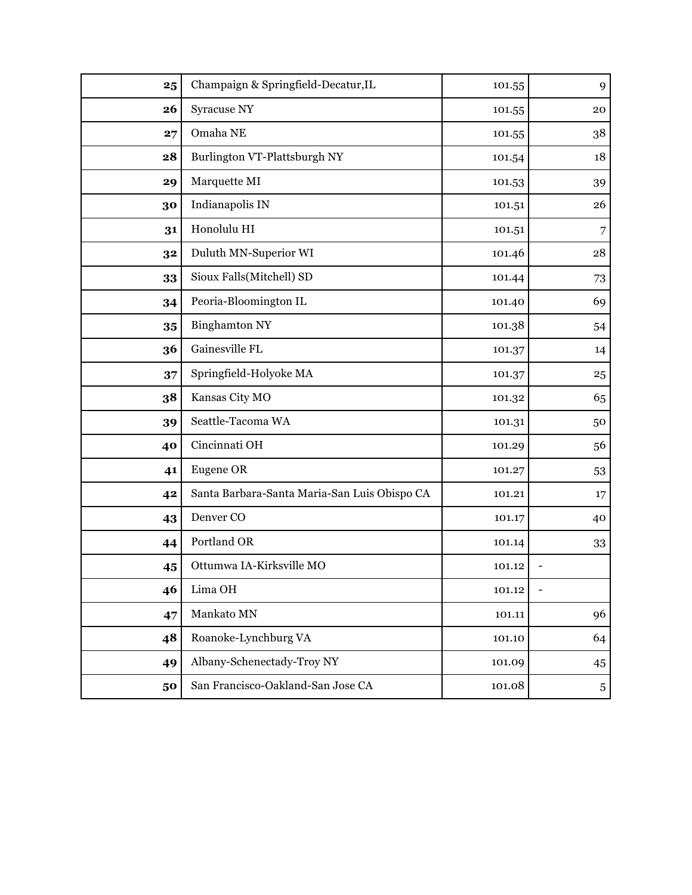| 25 | Champaign & Springfield-Decatur,IL | 101.55 | 9 |
|---|---|---|---|
| 26 | Syracuse NY | 101.55 | 20 |
| 27 | Omaha NE | 101.55 | 38 |
| 28 | Burlington VT-Plattsburgh NY | 101.54 | 18 |
| 29 | Marquette MI | 101.53 | 39 |
| 30 | Indianapolis IN | 101.51 | 26 |
| 31 | Honolulu HI | 101.51 | 7 |
| 32 | Duluth MN-Superior WI | 101.46 | 28 |
| 33 | Sioux Falls(Mitchell) SD | 101.44 | 73 |
| 34 | Peoria-Bloomington IL | 101.40 | 69 |
| 35 | Binghamton NY | 101.38 | 54 |
| 36 | Gainesville FL | 101.37 | 14 |
| 37 | Springfield-Holyoke MA | 101.37 | 25 |
| 38 | Kansas City MO | 101.32 | 65 |
| 39 | Seattle-Tacoma WA | 101.31 | 50 |
| 40 | Cincinnati OH | 101.29 | 56 |
| 41 | Eugene OR | 101.27 | 53 |
| 42 | Santa Barbara-Santa Maria-San Luis Obispo CA | 101.21 | 17 |
| 43 | Denver CO | 101.17 | 40 |
| 44 | Portland OR | 101.14 | 33 |
| 45 | Ottumwa IA-Kirksville MO | 101.12 | - |
| 46 | Lima OH | 101.12 | - |
| 47 | Mankato MN | 101.11 | 96 |
| 48 | Roanoke-Lynchburg VA | 101.10 | 64 |
| 49 | Albany-Schenectady-Troy NY | 101.09 | 45 |
| 50 | San Francisco-Oakland-San Jose CA | 101.08 | 5 |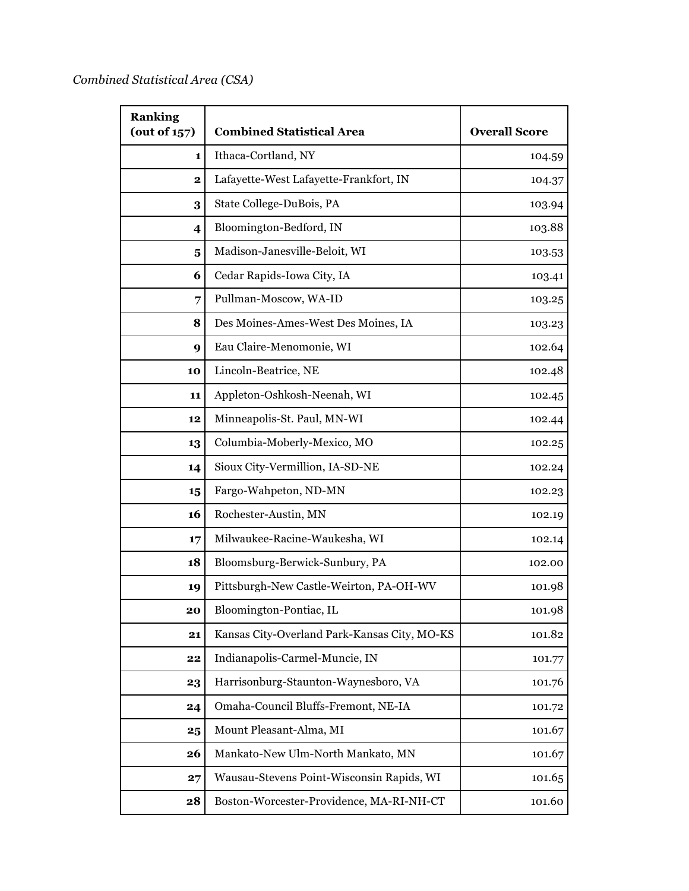*Combined Statistical Area (CSA)*

| Ranking (out of 157) | Combined Statistical Area | Overall Score |
|---|---|---|
| **1** | Ithaca-Cortland, NY | 104.59 |
| **2** | Lafayette-West Lafayette-Frankfort, IN | 104.37 |
| **3** | State College-DuBois, PA | 103.94 |
| **4** | Bloomington-Bedford, IN | 103.88 |
| **5** | Madison-Janesville-Beloit, WI | 103.53 |
| **6** | Cedar Rapids-Iowa City, IA | 103.41 |
| **7** | Pullman-Moscow, WA-ID | 103.25 |
| **8** | Des Moines-Ames-West Des Moines, IA | 103.23 |
| **9** | Eau Claire-Menomonie, WI | 102.64 |
| **10** | Lincoln-Beatrice, NE | 102.48 |
| **11** | Appleton-Oshkosh-Neenah, WI | 102.45 |
| **12** | Minneapolis-St. Paul, MN-WI | 102.44 |
| **13** | Columbia-Moberly-Mexico, MO | 102.25 |
| **14** | Sioux City-Vermillion, IA-SD-NE | 102.24 |
| **15** | Fargo-Wahpeton, ND-MN | 102.23 |
| **16** | Rochester-Austin, MN | 102.19 |
| **17** | Milwaukee-Racine-Waukesha, WI | 102.14 |
| **18** | Bloomsburg-Berwick-Sunbury, PA | 102.00 |
| **19** | Pittsburgh-New Castle-Weirton, PA-OH-WV | 101.98 |
| **20** | Bloomington-Pontiac, IL | 101.98 |
| **21** | Kansas City-Overland Park-Kansas City, MO-KS | 101.82 |
| **22** | Indianapolis-Carmel-Muncie, IN | 101.77 |
| **23** | Harrisonburg-Staunton-Waynesboro, VA | 101.76 |
| **24** | Omaha-Council Bluffs-Fremont, NE-IA | 101.72 |
| **25** | Mount Pleasant-Alma, MI | 101.67 |
| **26** | Mankato-New Ulm-North Mankato, MN | 101.67 |
| **27** | Wausau-Stevens Point-Wisconsin Rapids, WI | 101.65 |
| **28** | Boston-Worcester-Providence, MA-RI-NH-CT | 101.60 |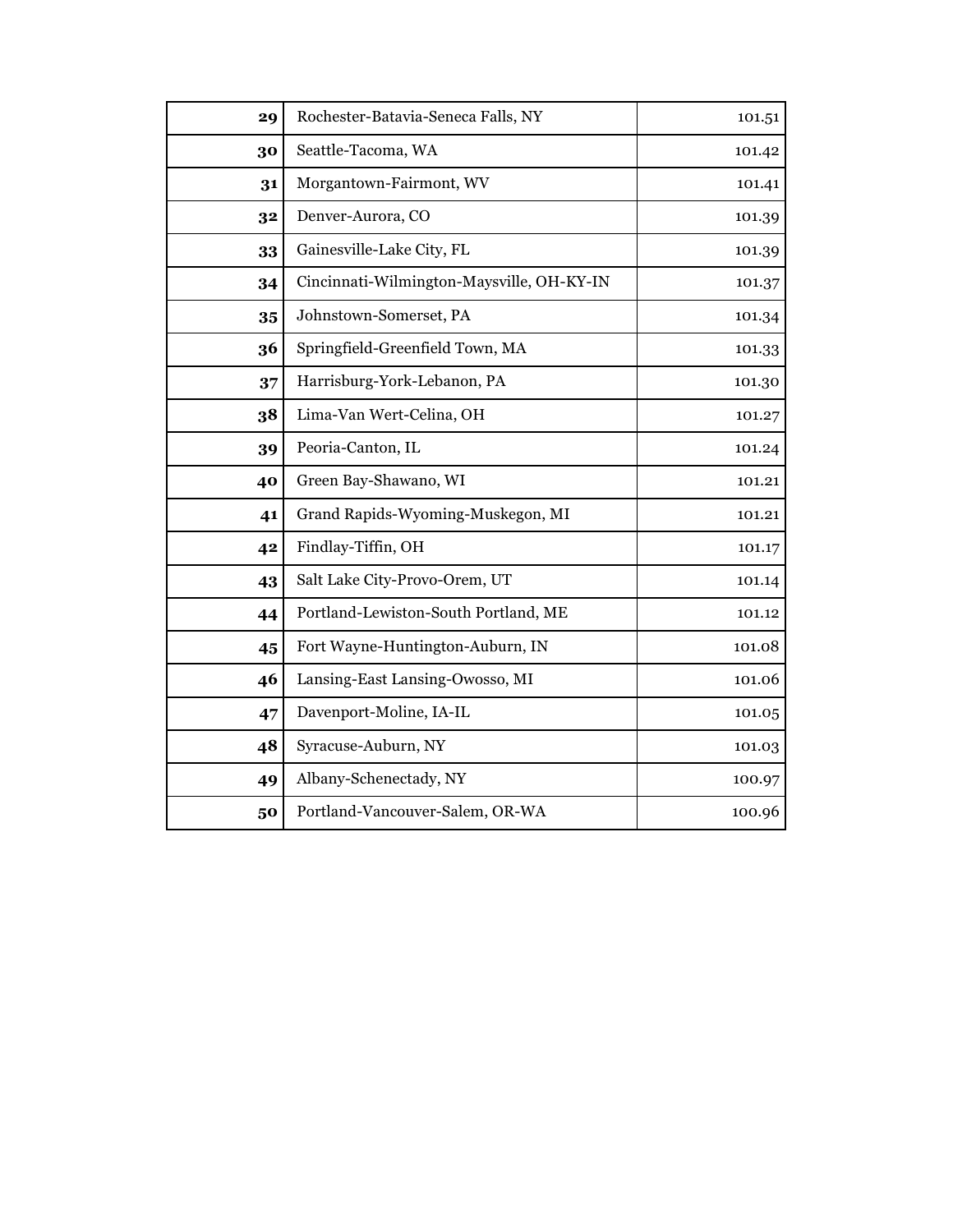| | | |
|---|---|---|
| **29** | Rochester-Batavia-Seneca Falls, NY | 101.51 |
| **30** | Seattle-Tacoma, WA | 101.42 |
| **31** | Morgantown-Fairmont, WV | 101.41 |
| **32** | Denver-Aurora, CO | 101.39 |
| **33** | Gainesville-Lake City, FL | 101.39 |
| **34** | Cincinnati-Wilmington-Maysville, OH-KY-IN | 101.37 |
| **35** | Johnstown-Somerset, PA | 101.34 |
| **36** | Springfield-Greenfield Town, MA | 101.33 |
| **37** | Harrisburg-York-Lebanon, PA | 101.30 |
| **38** | Lima-Van Wert-Celina, OH | 101.27 |
| **39** | Peoria-Canton, IL | 101.24 |
| **40** | Green Bay-Shawano, WI | 101.21 |
| **41** | Grand Rapids-Wyoming-Muskegon, MI | 101.21 |
| **42** | Findlay-Tiffin, OH | 101.17 |
| **43** | Salt Lake City-Provo-Orem, UT | 101.14 |
| **44** | Portland-Lewiston-South Portland, ME | 101.12 |
| **45** | Fort Wayne-Huntington-Auburn, IN | 101.08 |
| **46** | Lansing-East Lansing-Owosso, MI | 101.06 |
| **47** | Davenport-Moline, IA-IL | 101.05 |
| **48** | Syracuse-Auburn, NY | 101.03 |
| **49** | Albany-Schenectady, NY | 100.97 |
| **50** | Portland-Vancouver-Salem, OR-WA | 100.96 |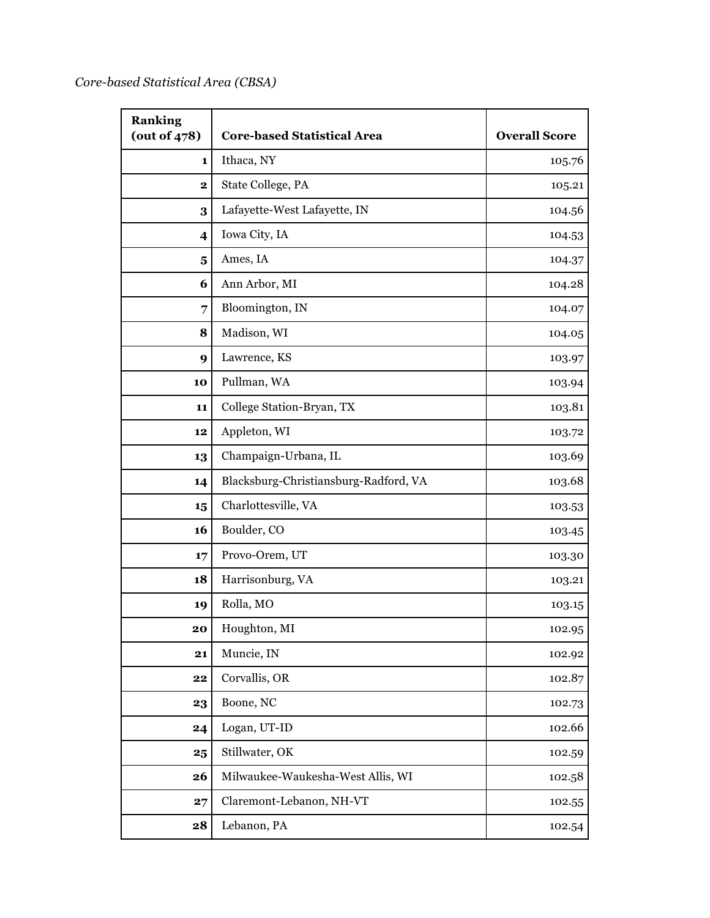*Core-based Statistical Area (CBSA)*

| Ranking (out of 478) | Core-based Statistical Area | Overall Score |
|---|---|---|
| **1** | Ithaca, NY | 105.76 |
| **2** | State College, PA | 105.21 |
| **3** | Lafayette-West Lafayette, IN | 104.56 |
| **4** | Iowa City, IA | 104.53 |
| **5** | Ames, IA | 104.37 |
| **6** | Ann Arbor, MI | 104.28 |
| **7** | Bloomington, IN | 104.07 |
| **8** | Madison, WI | 104.05 |
| **9** | Lawrence, KS | 103.97 |
| **10** | Pullman, WA | 103.94 |
| **11** | College Station-Bryan, TX | 103.81 |
| **12** | Appleton, WI | 103.72 |
| **13** | Champaign-Urbana, IL | 103.69 |
| **14** | Blacksburg-Christiansburg-Radford, VA | 103.68 |
| **15** | Charlottesville, VA | 103.53 |
| **16** | Boulder, CO | 103.45 |
| **17** | Provo-Orem, UT | 103.30 |
| **18** | Harrisonburg, VA | 103.21 |
| **19** | Rolla, MO | 103.15 |
| **20** | Houghton, MI | 102.95 |
| **21** | Muncie, IN | 102.92 |
| **22** | Corvallis, OR | 102.87 |
| **23** | Boone, NC | 102.73 |
| **24** | Logan, UT-ID | 102.66 |
| **25** | Stillwater, OK | 102.59 |
| **26** | Milwaukee-Waukesha-West Allis, WI | 102.58 |
| **27** | Claremont-Lebanon, NH-VT | 102.55 |
| **28** | Lebanon, PA | 102.54 |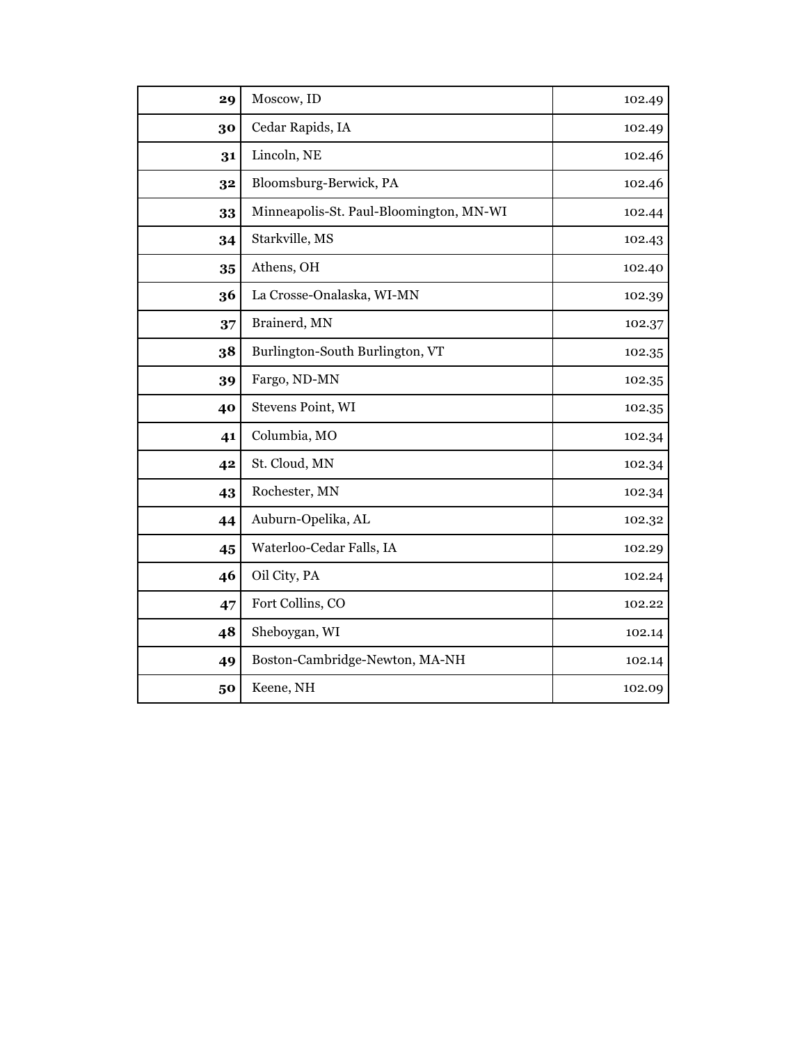| | | |
|---|---|---|
| **29** | Moscow, ID | 102.49 |
| **30** | Cedar Rapids, IA | 102.49 |
| **31** | Lincoln, NE | 102.46 |
| **32** | Bloomsburg-Berwick, PA | 102.46 |
| **33** | Minneapolis-St. Paul-Bloomington, MN-WI | 102.44 |
| **34** | Starkville, MS | 102.43 |
| **35** | Athens, OH | 102.40 |
| **36** | La Crosse-Onalaska, WI-MN | 102.39 |
| **37** | Brainerd, MN | 102.37 |
| **38** | Burlington-South Burlington, VT | 102.35 |
| **39** | Fargo, ND-MN | 102.35 |
| **40** | Stevens Point, WI | 102.35 |
| **41** | Columbia, MO | 102.34 |
| **42** | St. Cloud, MN | 102.34 |
| **43** | Rochester, MN | 102.34 |
| **44** | Auburn-Opelika, AL | 102.32 |
| **45** | Waterloo-Cedar Falls, IA | 102.29 |
| **46** | Oil City, PA | 102.24 |
| **47** | Fort Collins, CO | 102.22 |
| **48** | Sheboygan, WI | 102.14 |
| **49** | Boston-Cambridge-Newton, MA-NH | 102.14 |
| **50** | Keene, NH | 102.09 |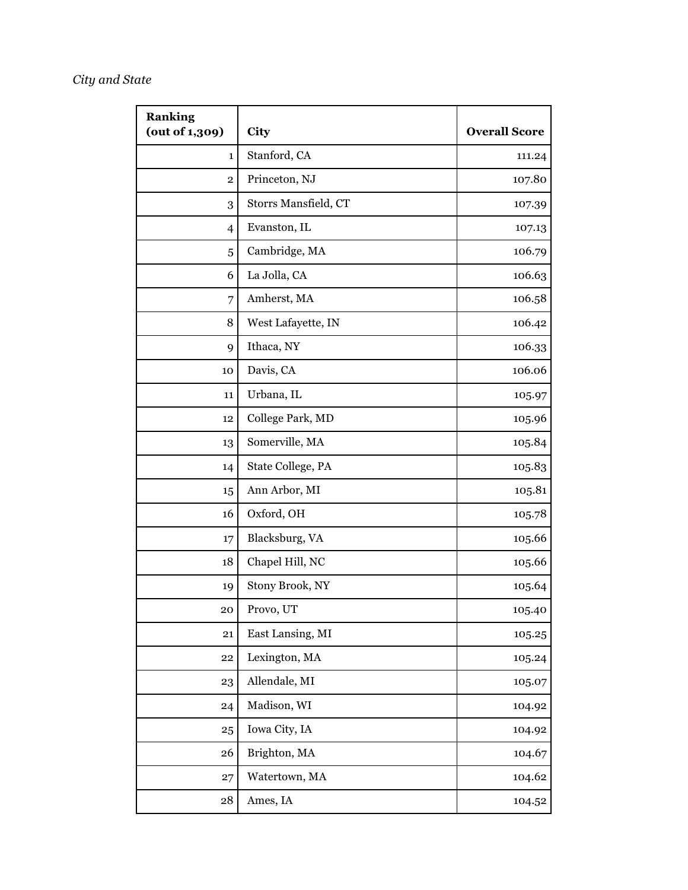*City and State*

| Ranking (out of 1,309) | City | Overall Score |
| ---: | --- | ---: |
| 1 | Stanford, CA | 111.24 |
| 2 | Princeton, NJ | 107.80 |
| 3 | Storrs Mansfield, CT | 107.39 |
| 4 | Evanston, IL | 107.13 |
| 5 | Cambridge, MA | 106.79 |
| 6 | La Jolla, CA | 106.63 |
| 7 | Amherst, MA | 106.58 |
| 8 | West Lafayette, IN | 106.42 |
| 9 | Ithaca, NY | 106.33 |
| 10 | Davis, CA | 106.06 |
| 11 | Urbana, IL | 105.97 |
| 12 | College Park, MD | 105.96 |
| 13 | Somerville, MA | 105.84 |
| 14 | State College, PA | 105.83 |
| 15 | Ann Arbor, MI | 105.81 |
| 16 | Oxford, OH | 105.78 |
| 17 | Blacksburg, VA | 105.66 |
| 18 | Chapel Hill, NC | 105.66 |
| 19 | Stony Brook, NY | 105.64 |
| 20 | Provo, UT | 105.40 |
| 21 | East Lansing, MI | 105.25 |
| 22 | Lexington, MA | 105.24 |
| 23 | Allendale, MI | 105.07 |
| 24 | Madison, WI | 104.92 |
| 25 | Iowa City, IA | 104.92 |
| 26 | Brighton, MA | 104.67 |
| 27 | Watertown, MA | 104.62 |
| 28 | Ames, IA | 104.52 |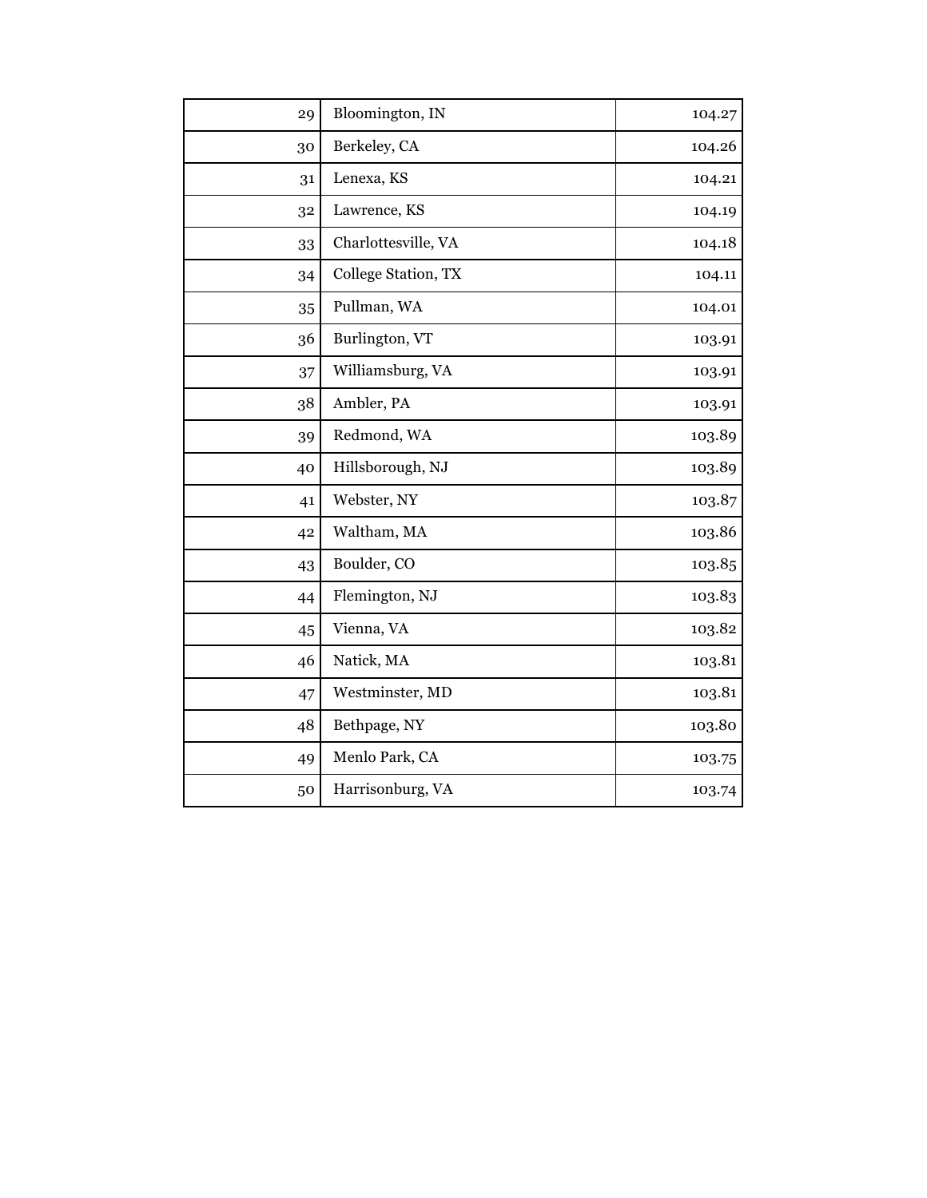| | | |
|---|---|---|
| 29 | Bloomington, IN | 104.27 |
| 30 | Berkeley, CA | 104.26 |
| 31 | Lenexa, KS | 104.21 |
| 32 | Lawrence, KS | 104.19 |
| 33 | Charlottesville, VA | 104.18 |
| 34 | College Station, TX | 104.11 |
| 35 | Pullman, WA | 104.01 |
| 36 | Burlington, VT | 103.91 |
| 37 | Williamsburg, VA | 103.91 |
| 38 | Ambler, PA | 103.91 |
| 39 | Redmond, WA | 103.89 |
| 40 | Hillsborough, NJ | 103.89 |
| 41 | Webster, NY | 103.87 |
| 42 | Waltham, MA | 103.86 |
| 43 | Boulder, CO | 103.85 |
| 44 | Flemington, NJ | 103.83 |
| 45 | Vienna, VA | 103.82 |
| 46 | Natick, MA | 103.81 |
| 47 | Westminster, MD | 103.81 |
| 48 | Bethpage, NY | 103.80 |
| 49 | Menlo Park, CA | 103.75 |
| 50 | Harrisonburg, VA | 103.74 |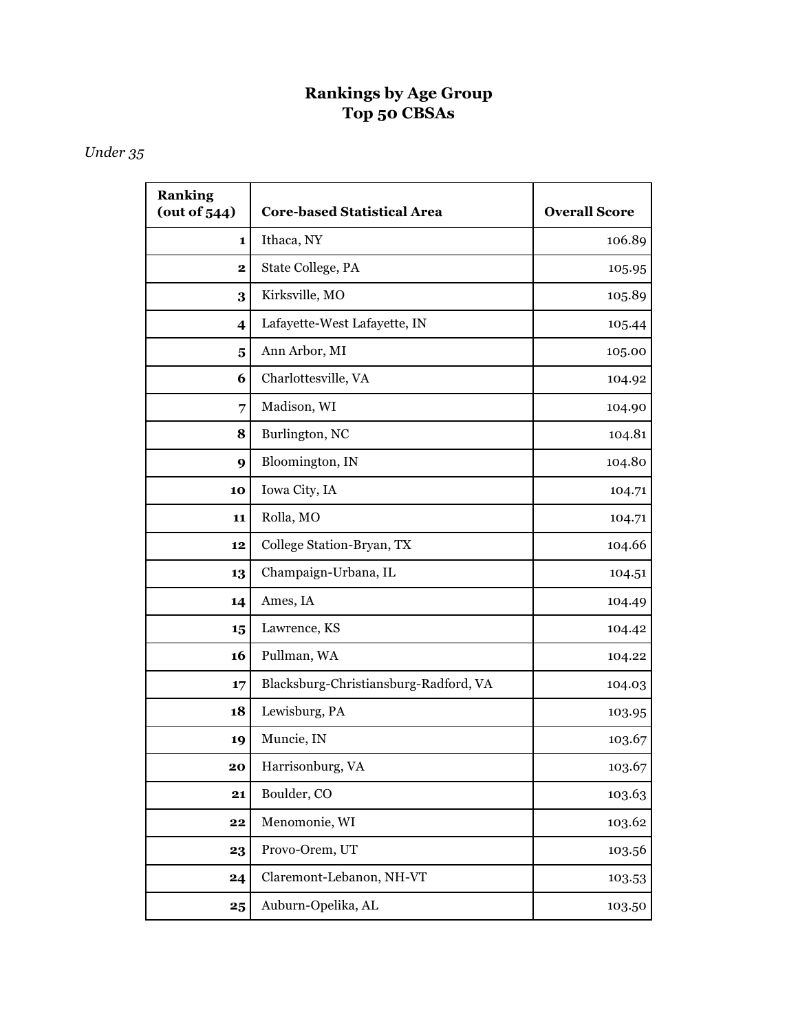## Rankings by Age Group
## Top 50 CBSAs

*Under 35*

| Ranking (out of 544) | Core-based Statistical Area | Overall Score |
|---|---|---|
| 1 | Ithaca, NY | 106.89 |
| 2 | State College, PA | 105.95 |
| 3 | Kirksville, MO | 105.89 |
| 4 | Lafayette-West Lafayette, IN | 105.44 |
| 5 | Ann Arbor, MI | 105.00 |
| 6 | Charlottesville, VA | 104.92 |
| 7 | Madison, WI | 104.90 |
| 8 | Burlington, NC | 104.81 |
| 9 | Bloomington, IN | 104.80 |
| 10 | Iowa City, IA | 104.71 |
| 11 | Rolla, MO | 104.71 |
| 12 | College Station-Bryan, TX | 104.66 |
| 13 | Champaign-Urbana, IL | 104.51 |
| 14 | Ames, IA | 104.49 |
| 15 | Lawrence, KS | 104.42 |
| 16 | Pullman, WA | 104.22 |
| 17 | Blacksburg-Christiansburg-Radford, VA | 104.03 |
| 18 | Lewisburg, PA | 103.95 |
| 19 | Muncie, IN | 103.67 |
| 20 | Harrisonburg, VA | 103.67 |
| 21 | Boulder, CO | 103.63 |
| 22 | Menomonie, WI | 103.62 |
| 23 | Provo-Orem, UT | 103.56 |
| 24 | Claremont-Lebanon, NH-VT | 103.53 |
| 25 | Auburn-Opelika, AL | 103.50 |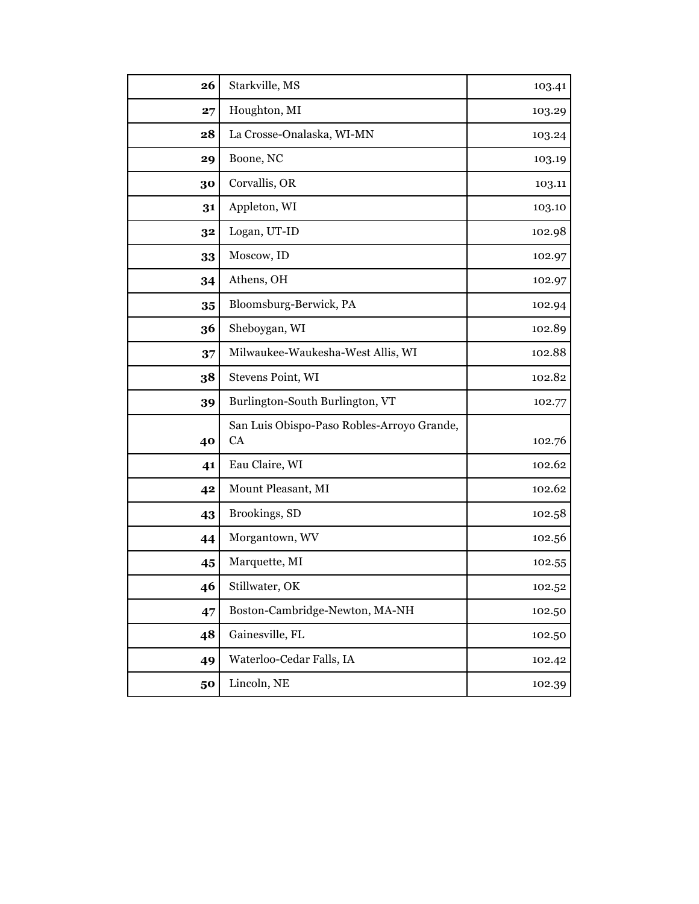| | | |
|---|---|---|
| **26** | Starkville, MS | 103.41 |
| **27** | Houghton, MI | 103.29 |
| **28** | La Crosse-Onalaska, WI-MN | 103.24 |
| **29** | Boone, NC | 103.19 |
| **30** | Corvallis, OR | 103.11 |
| **31** | Appleton, WI | 103.10 |
| **32** | Logan, UT-ID | 102.98 |
| **33** | Moscow, ID | 102.97 |
| **34** | Athens, OH | 102.97 |
| **35** | Bloomsburg-Berwick, PA | 102.94 |
| **36** | Sheboygan, WI | 102.89 |
| **37** | Milwaukee-Waukesha-West Allis, WI | 102.88 |
| **38** | Stevens Point, WI | 102.82 |
| **39** | Burlington-South Burlington, VT | 102.77 |
| **40** | San Luis Obispo-Paso Robles-Arroyo Grande, CA | 102.76 |
| **41** | Eau Claire, WI | 102.62 |
| **42** | Mount Pleasant, MI | 102.62 |
| **43** | Brookings, SD | 102.58 |
| **44** | Morgantown, WV | 102.56 |
| **45** | Marquette, MI | 102.55 |
| **46** | Stillwater, OK | 102.52 |
| **47** | Boston-Cambridge-Newton, MA-NH | 102.50 |
| **48** | Gainesville, FL | 102.50 |
| **49** | Waterloo-Cedar Falls, IA | 102.42 |
| **50** | Lincoln, NE | 102.39 |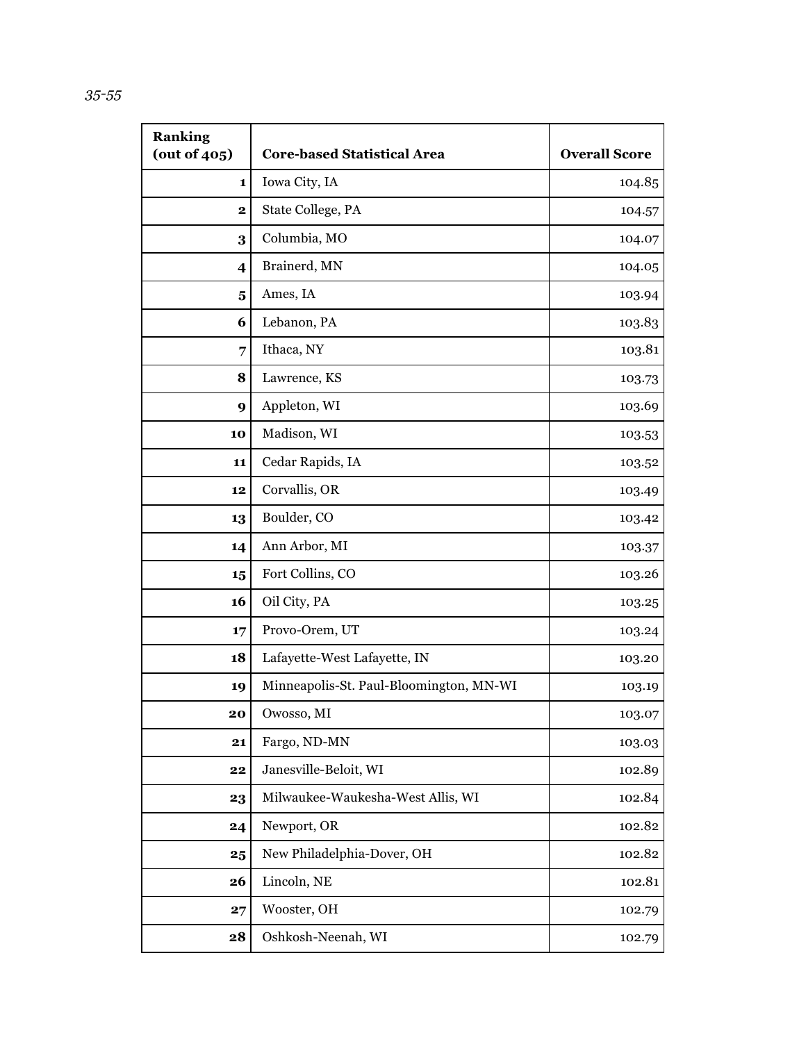*35-55*

| Ranking (out of 405) | Core-based Statistical Area | Overall Score |
|---:|---|---:|
| **1** | Iowa City, IA | 104.85 |
| **2** | State College, PA | 104.57 |
| **3** | Columbia, MO | 104.07 |
| **4** | Brainerd, MN | 104.05 |
| **5** | Ames, IA | 103.94 |
| **6** | Lebanon, PA | 103.83 |
| **7** | Ithaca, NY | 103.81 |
| **8** | Lawrence, KS | 103.73 |
| **9** | Appleton, WI | 103.69 |
| **10** | Madison, WI | 103.53 |
| **11** | Cedar Rapids, IA | 103.52 |
| **12** | Corvallis, OR | 103.49 |
| **13** | Boulder, CO | 103.42 |
| **14** | Ann Arbor, MI | 103.37 |
| **15** | Fort Collins, CO | 103.26 |
| **16** | Oil City, PA | 103.25 |
| **17** | Provo-Orem, UT | 103.24 |
| **18** | Lafayette-West Lafayette, IN | 103.20 |
| **19** | Minneapolis-St. Paul-Bloomington, MN-WI | 103.19 |
| **20** | Owosso, MI | 103.07 |
| **21** | Fargo, ND-MN | 103.03 |
| **22** | Janesville-Beloit, WI | 102.89 |
| **23** | Milwaukee-Waukesha-West Allis, WI | 102.84 |
| **24** | Newport, OR | 102.82 |
| **25** | New Philadelphia-Dover, OH | 102.82 |
| **26** | Lincoln, NE | 102.81 |
| **27** | Wooster, OH | 102.79 |
| **28** | Oshkosh-Neenah, WI | 102.79 |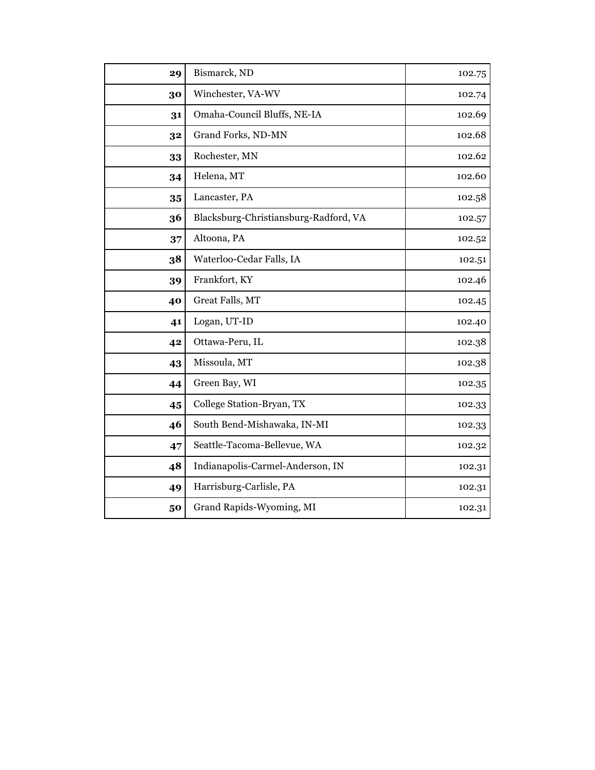| | | |
|---|---|---|
| **29** | Bismarck, ND | 102.75 |
| **30** | Winchester, VA-WV | 102.74 |
| **31** | Omaha-Council Bluffs, NE-IA | 102.69 |
| **32** | Grand Forks, ND-MN | 102.68 |
| **33** | Rochester, MN | 102.62 |
| **34** | Helena, MT | 102.60 |
| **35** | Lancaster, PA | 102.58 |
| **36** | Blacksburg-Christiansburg-Radford, VA | 102.57 |
| **37** | Altoona, PA | 102.52 |
| **38** | Waterloo-Cedar Falls, IA | 102.51 |
| **39** | Frankfort, KY | 102.46 |
| **40** | Great Falls, MT | 102.45 |
| **41** | Logan, UT-ID | 102.40 |
| **42** | Ottawa-Peru, IL | 102.38 |
| **43** | Missoula, MT | 102.38 |
| **44** | Green Bay, WI | 102.35 |
| **45** | College Station-Bryan, TX | 102.33 |
| **46** | South Bend-Mishawaka, IN-MI | 102.33 |
| **47** | Seattle-Tacoma-Bellevue, WA | 102.32 |
| **48** | Indianapolis-Carmel-Anderson, IN | 102.31 |
| **49** | Harrisburg-Carlisle, PA | 102.31 |
| **50** | Grand Rapids-Wyoming, MI | 102.31 |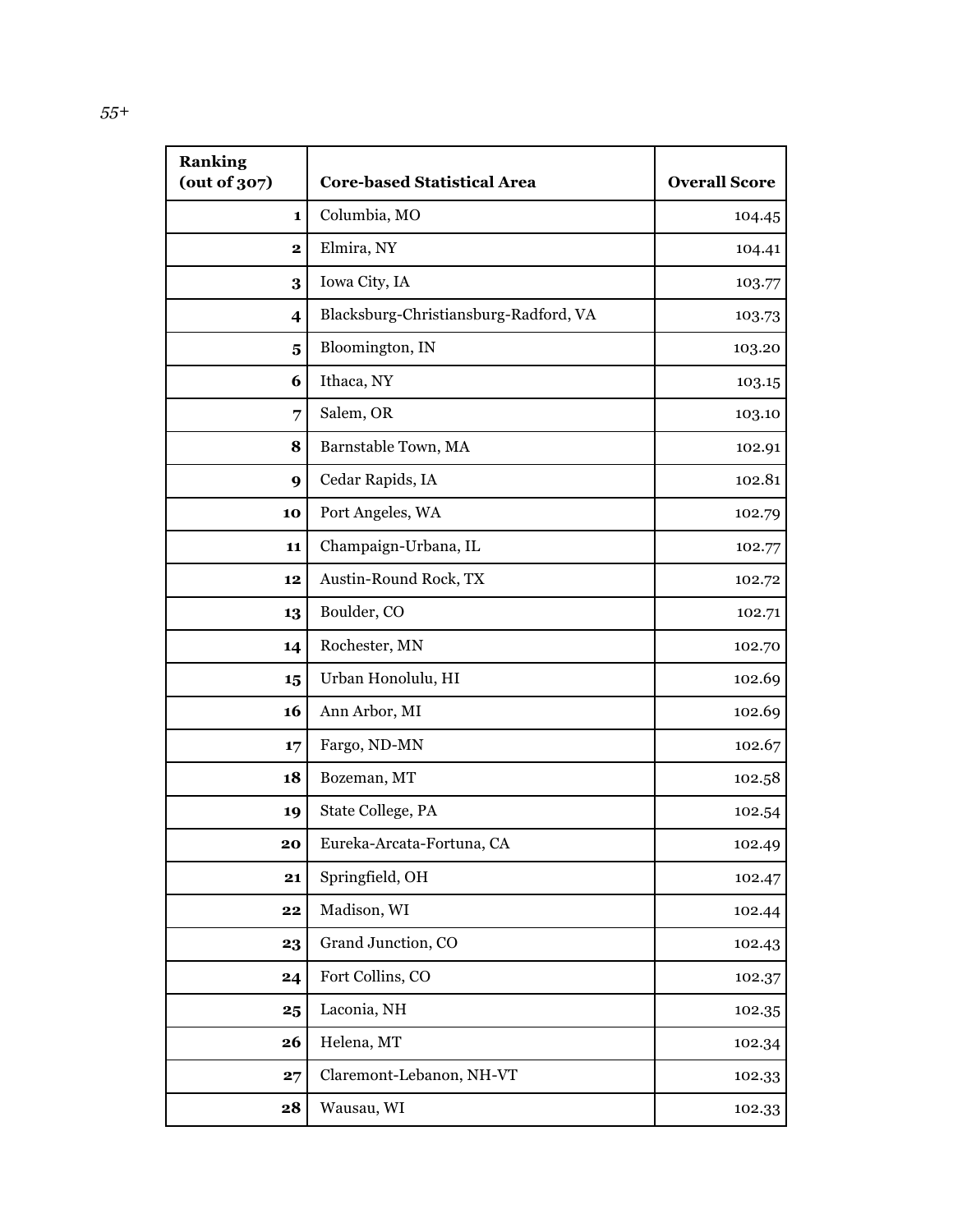*55+*

| Ranking (out of 307) | Core-based Statistical Area | Overall Score |
|---|---|---|
| **1** | Columbia, MO | 104.45 |
| **2** | Elmira, NY | 104.41 |
| **3** | Iowa City, IA | 103.77 |
| **4** | Blacksburg-Christiansburg-Radford, VA | 103.73 |
| **5** | Bloomington, IN | 103.20 |
| **6** | Ithaca, NY | 103.15 |
| **7** | Salem, OR | 103.10 |
| **8** | Barnstable Town, MA | 102.91 |
| **9** | Cedar Rapids, IA | 102.81 |
| **10** | Port Angeles, WA | 102.79 |
| **11** | Champaign-Urbana, IL | 102.77 |
| **12** | Austin-Round Rock, TX | 102.72 |
| **13** | Boulder, CO | 102.71 |
| **14** | Rochester, MN | 102.70 |
| **15** | Urban Honolulu, HI | 102.69 |
| **16** | Ann Arbor, MI | 102.69 |
| **17** | Fargo, ND-MN | 102.67 |
| **18** | Bozeman, MT | 102.58 |
| **19** | State College, PA | 102.54 |
| **20** | Eureka-Arcata-Fortuna, CA | 102.49 |
| **21** | Springfield, OH | 102.47 |
| **22** | Madison, WI | 102.44 |
| **23** | Grand Junction, CO | 102.43 |
| **24** | Fort Collins, CO | 102.37 |
| **25** | Laconia, NH | 102.35 |
| **26** | Helena, MT | 102.34 |
| **27** | Claremont-Lebanon, NH-VT | 102.33 |
| **28** | Wausau, WI | 102.33 |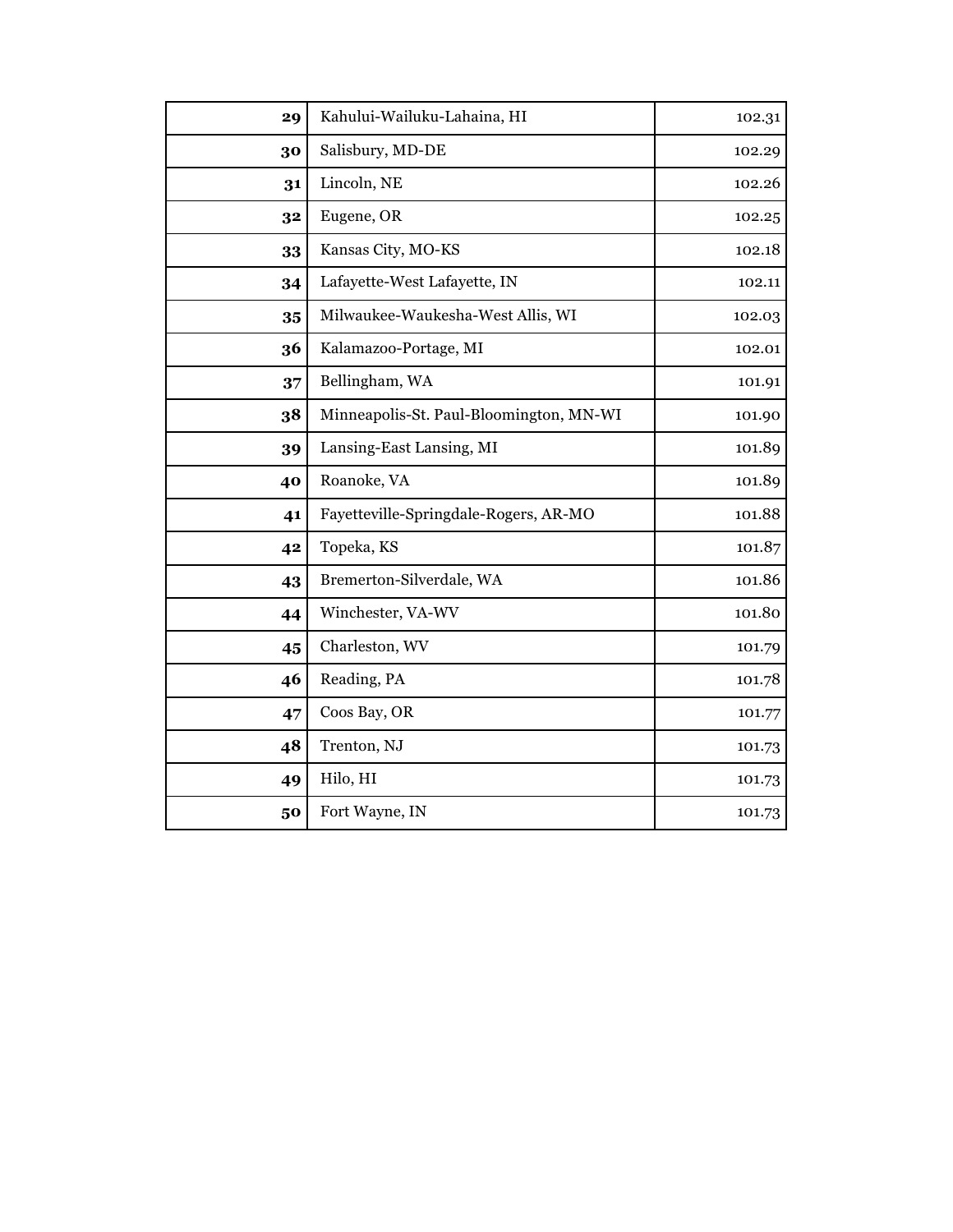| | | |
|---|---|---|
| **29** | Kahului-Wailuku-Lahaina, HI | 102.31 |
| **30** | Salisbury, MD-DE | 102.29 |
| **31** | Lincoln, NE | 102.26 |
| **32** | Eugene, OR | 102.25 |
| **33** | Kansas City, MO-KS | 102.18 |
| **34** | Lafayette-West Lafayette, IN | 102.11 |
| **35** | Milwaukee-Waukesha-West Allis, WI | 102.03 |
| **36** | Kalamazoo-Portage, MI | 102.01 |
| **37** | Bellingham, WA | 101.91 |
| **38** | Minneapolis-St. Paul-Bloomington, MN-WI | 101.90 |
| **39** | Lansing-East Lansing, MI | 101.89 |
| **40** | Roanoke, VA | 101.89 |
| **41** | Fayetteville-Springdale-Rogers, AR-MO | 101.88 |
| **42** | Topeka, KS | 101.87 |
| **43** | Bremerton-Silverdale, WA | 101.86 |
| **44** | Winchester, VA-WV | 101.80 |
| **45** | Charleston, WV | 101.79 |
| **46** | Reading, PA | 101.78 |
| **47** | Coos Bay, OR | 101.77 |
| **48** | Trenton, NJ | 101.73 |
| **49** | Hilo, HI | 101.73 |
| **50** | Fort Wayne, IN | 101.73 |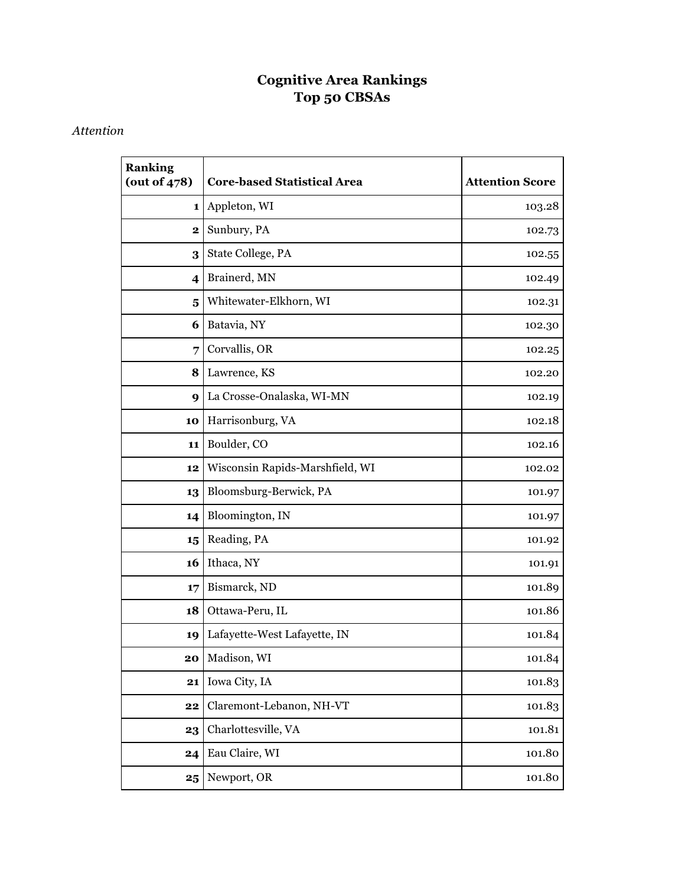# Cognitive Area Rankings
# Top 50 CBSAs

*Attention*

| Ranking (out of 478) | Core-based Statistical Area | Attention Score |
|---|---|---|
| **1** | Appleton, WI | 103.28 |
| **2** | Sunbury, PA | 102.73 |
| **3** | State College, PA | 102.55 |
| **4** | Brainerd, MN | 102.49 |
| **5** | Whitewater-Elkhorn, WI | 102.31 |
| **6** | Batavia, NY | 102.30 |
| **7** | Corvallis, OR | 102.25 |
| **8** | Lawrence, KS | 102.20 |
| **9** | La Crosse-Onalaska, WI-MN | 102.19 |
| **10** | Harrisonburg, VA | 102.18 |
| **11** | Boulder, CO | 102.16 |
| **12** | Wisconsin Rapids-Marshfield, WI | 102.02 |
| **13** | Bloomsburg-Berwick, PA | 101.97 |
| **14** | Bloomington, IN | 101.97 |
| **15** | Reading, PA | 101.92 |
| **16** | Ithaca, NY | 101.91 |
| **17** | Bismarck, ND | 101.89 |
| **18** | Ottawa-Peru, IL | 101.86 |
| **19** | Lafayette-West Lafayette, IN | 101.84 |
| **20** | Madison, WI | 101.84 |
| **21** | Iowa City, IA | 101.83 |
| **22** | Claremont-Lebanon, NH-VT | 101.83 |
| **23** | Charlottesville, VA | 101.81 |
| **24** | Eau Claire, WI | 101.80 |
| **25** | Newport, OR | 101.80 |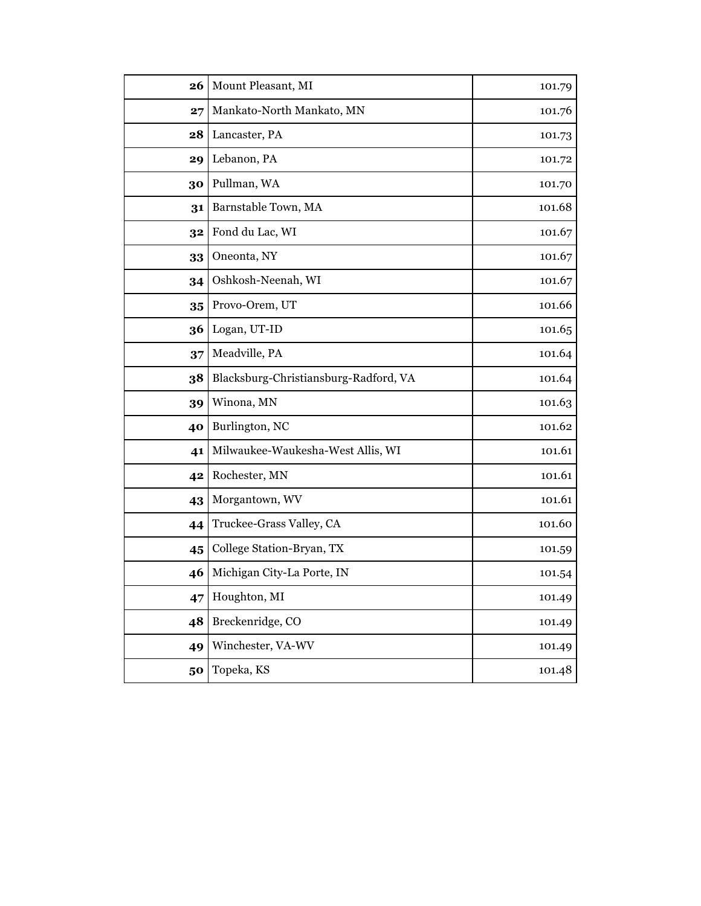| 26 | Mount Pleasant, MI | 101.79 |
|---|---|---|
| 27 | Mankato-North Mankato, MN | 101.76 |
| 28 | Lancaster, PA | 101.73 |
| 29 | Lebanon, PA | 101.72 |
| 30 | Pullman, WA | 101.70 |
| 31 | Barnstable Town, MA | 101.68 |
| 32 | Fond du Lac, WI | 101.67 |
| 33 | Oneonta, NY | 101.67 |
| 34 | Oshkosh-Neenah, WI | 101.67 |
| 35 | Provo-Orem, UT | 101.66 |
| 36 | Logan, UT-ID | 101.65 |
| 37 | Meadville, PA | 101.64 |
| 38 | Blacksburg-Christiansburg-Radford, VA | 101.64 |
| 39 | Winona, MN | 101.63 |
| 40 | Burlington, NC | 101.62 |
| 41 | Milwaukee-Waukesha-West Allis, WI | 101.61 |
| 42 | Rochester, MN | 101.61 |
| 43 | Morgantown, WV | 101.61 |
| 44 | Truckee-Grass Valley, CA | 101.60 |
| 45 | College Station-Bryan, TX | 101.59 |
| 46 | Michigan City-La Porte, IN | 101.54 |
| 47 | Houghton, MI | 101.49 |
| 48 | Breckenridge, CO | 101.49 |
| 49 | Winchester, VA-WV | 101.49 |
| 50 | Topeka, KS | 101.48 |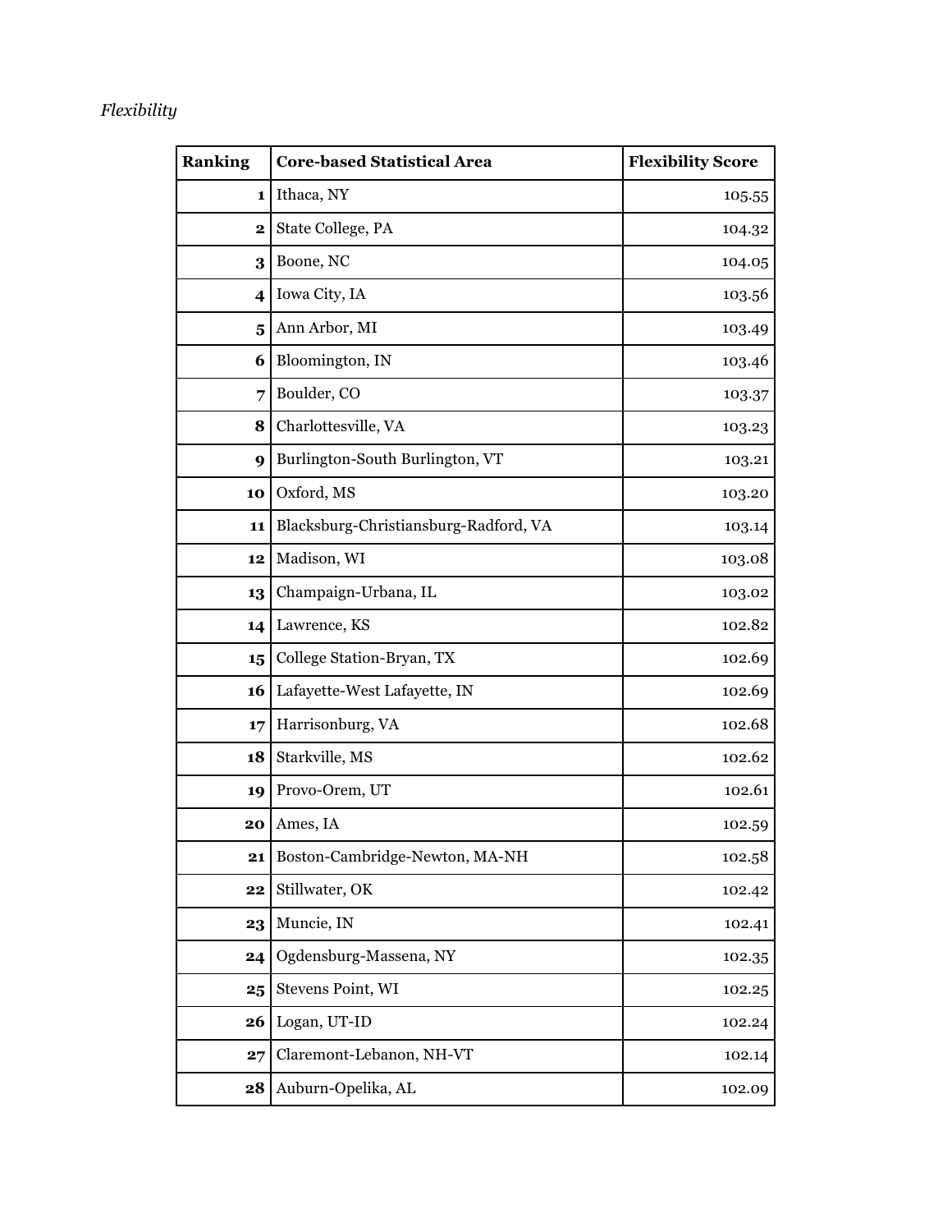*Flexibility*

| Ranking | Core-based Statistical Area | Flexibility Score |
|---:|---|---:|
| **1** | Ithaca, NY | 105.55 |
| **2** | State College, PA | 104.32 |
| **3** | Boone, NC | 104.05 |
| **4** | Iowa City, IA | 103.56 |
| **5** | Ann Arbor, MI | 103.49 |
| **6** | Bloomington, IN | 103.46 |
| **7** | Boulder, CO | 103.37 |
| **8** | Charlottesville, VA | 103.23 |
| **9** | Burlington-South Burlington, VT | 103.21 |
| **10** | Oxford, MS | 103.20 |
| **11** | Blacksburg-Christiansburg-Radford, VA | 103.14 |
| **12** | Madison, WI | 103.08 |
| **13** | Champaign-Urbana, IL | 103.02 |
| **14** | Lawrence, KS | 102.82 |
| **15** | College Station-Bryan, TX | 102.69 |
| **16** | Lafayette-West Lafayette, IN | 102.69 |
| **17** | Harrisonburg, VA | 102.68 |
| **18** | Starkville, MS | 102.62 |
| **19** | Provo-Orem, UT | 102.61 |
| **20** | Ames, IA | 102.59 |
| **21** | Boston-Cambridge-Newton, MA-NH | 102.58 |
| **22** | Stillwater, OK | 102.42 |
| **23** | Muncie, IN | 102.41 |
| **24** | Ogdensburg-Massena, NY | 102.35 |
| **25** | Stevens Point, WI | 102.25 |
| **26** | Logan, UT-ID | 102.24 |
| **27** | Claremont-Lebanon, NH-VT | 102.14 |
| **28** | Auburn-Opelika, AL | 102.09 |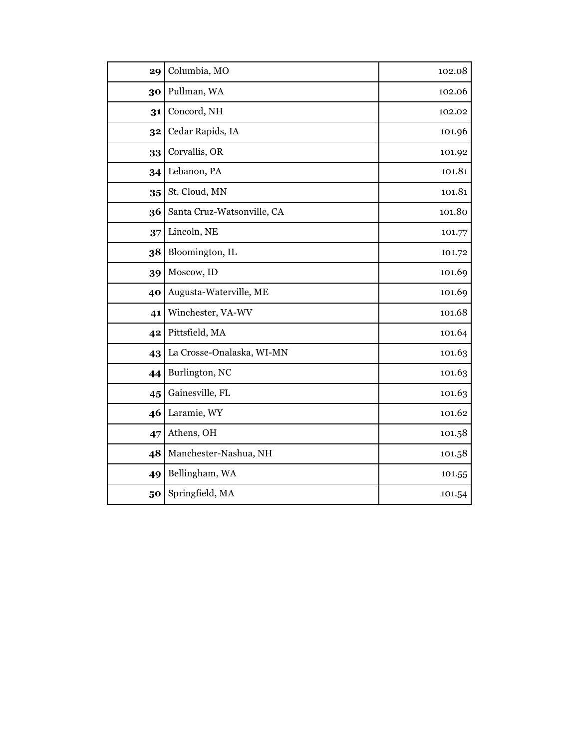| | | |
|---|---|---|
| **29** | Columbia, MO | 102.08 |
| **30** | Pullman, WA | 102.06 |
| **31** | Concord, NH | 102.02 |
| **32** | Cedar Rapids, IA | 101.96 |
| **33** | Corvallis, OR | 101.92 |
| **34** | Lebanon, PA | 101.81 |
| **35** | St. Cloud, MN | 101.81 |
| **36** | Santa Cruz-Watsonville, CA | 101.80 |
| **37** | Lincoln, NE | 101.77 |
| **38** | Bloomington, IL | 101.72 |
| **39** | Moscow, ID | 101.69 |
| **40** | Augusta-Waterville, ME | 101.69 |
| **41** | Winchester, VA-WV | 101.68 |
| **42** | Pittsfield, MA | 101.64 |
| **43** | La Crosse-Onalaska, WI-MN | 101.63 |
| **44** | Burlington, NC | 101.63 |
| **45** | Gainesville, FL | 101.63 |
| **46** | Laramie, WY | 101.62 |
| **47** | Athens, OH | 101.58 |
| **48** | Manchester-Nashua, NH | 101.58 |
| **49** | Bellingham, WA | 101.55 |
| **50** | Springfield, MA | 101.54 |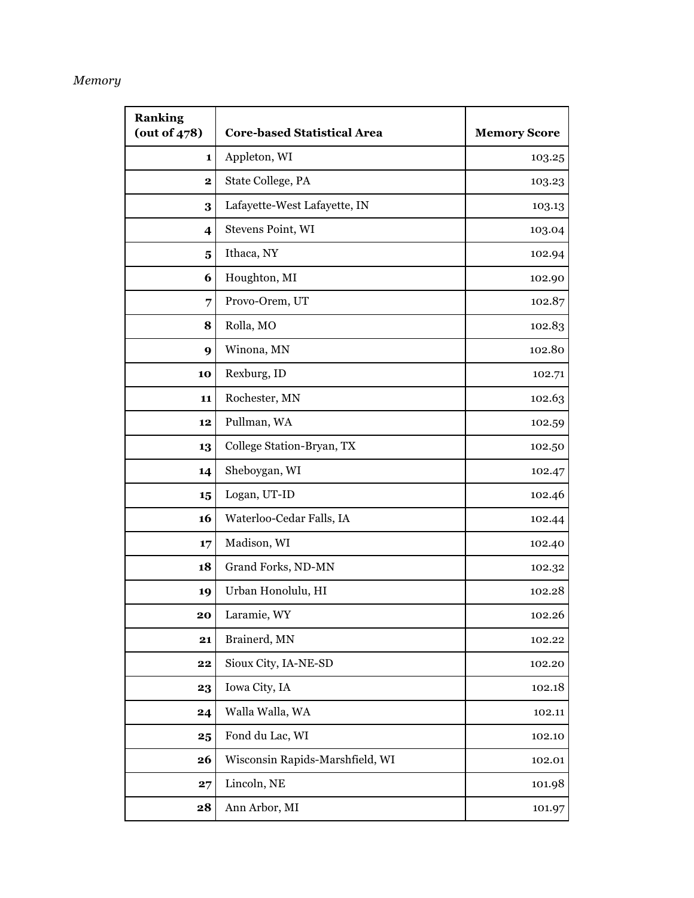*Memory*

| Ranking (out of 478) | Core-based Statistical Area | Memory Score |
|---|---|---|
| 1 | Appleton, WI | 103.25 |
| 2 | State College, PA | 103.23 |
| 3 | Lafayette-West Lafayette, IN | 103.13 |
| 4 | Stevens Point, WI | 103.04 |
| 5 | Ithaca, NY | 102.94 |
| 6 | Houghton, MI | 102.90 |
| 7 | Provo-Orem, UT | 102.87 |
| 8 | Rolla, MO | 102.83 |
| 9 | Winona, MN | 102.80 |
| 10 | Rexburg, ID | 102.71 |
| 11 | Rochester, MN | 102.63 |
| 12 | Pullman, WA | 102.59 |
| 13 | College Station-Bryan, TX | 102.50 |
| 14 | Sheboygan, WI | 102.47 |
| 15 | Logan, UT-ID | 102.46 |
| 16 | Waterloo-Cedar Falls, IA | 102.44 |
| 17 | Madison, WI | 102.40 |
| 18 | Grand Forks, ND-MN | 102.32 |
| 19 | Urban Honolulu, HI | 102.28 |
| 20 | Laramie, WY | 102.26 |
| 21 | Brainerd, MN | 102.22 |
| 22 | Sioux City, IA-NE-SD | 102.20 |
| 23 | Iowa City, IA | 102.18 |
| 24 | Walla Walla, WA | 102.11 |
| 25 | Fond du Lac, WI | 102.10 |
| 26 | Wisconsin Rapids-Marshfield, WI | 102.01 |
| 27 | Lincoln, NE | 101.98 |
| 28 | Ann Arbor, MI | 101.97 |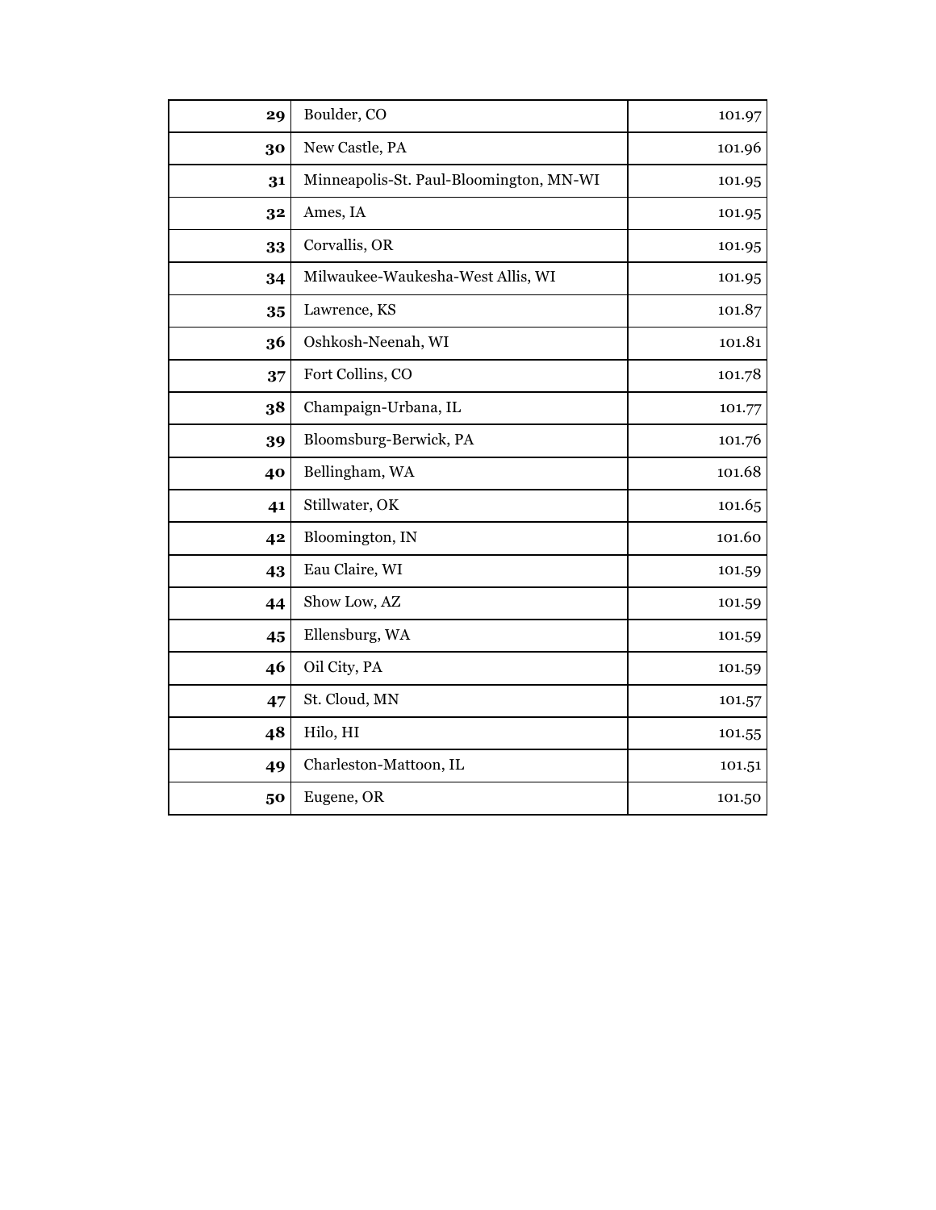| 29 | Boulder, CO | 101.97 |
|---|---|---|
| 30 | New Castle, PA | 101.96 |
| 31 | Minneapolis-St. Paul-Bloomington, MN-WI | 101.95 |
| 32 | Ames, IA | 101.95 |
| 33 | Corvallis, OR | 101.95 |
| 34 | Milwaukee-Waukesha-West Allis, WI | 101.95 |
| 35 | Lawrence, KS | 101.87 |
| 36 | Oshkosh-Neenah, WI | 101.81 |
| 37 | Fort Collins, CO | 101.78 |
| 38 | Champaign-Urbana, IL | 101.77 |
| 39 | Bloomsburg-Berwick, PA | 101.76 |
| 40 | Bellingham, WA | 101.68 |
| 41 | Stillwater, OK | 101.65 |
| 42 | Bloomington, IN | 101.60 |
| 43 | Eau Claire, WI | 101.59 |
| 44 | Show Low, AZ | 101.59 |
| 45 | Ellensburg, WA | 101.59 |
| 46 | Oil City, PA | 101.59 |
| 47 | St. Cloud, MN | 101.57 |
| 48 | Hilo, HI | 101.55 |
| 49 | Charleston-Mattoon, IL | 101.51 |
| 50 | Eugene, OR | 101.50 |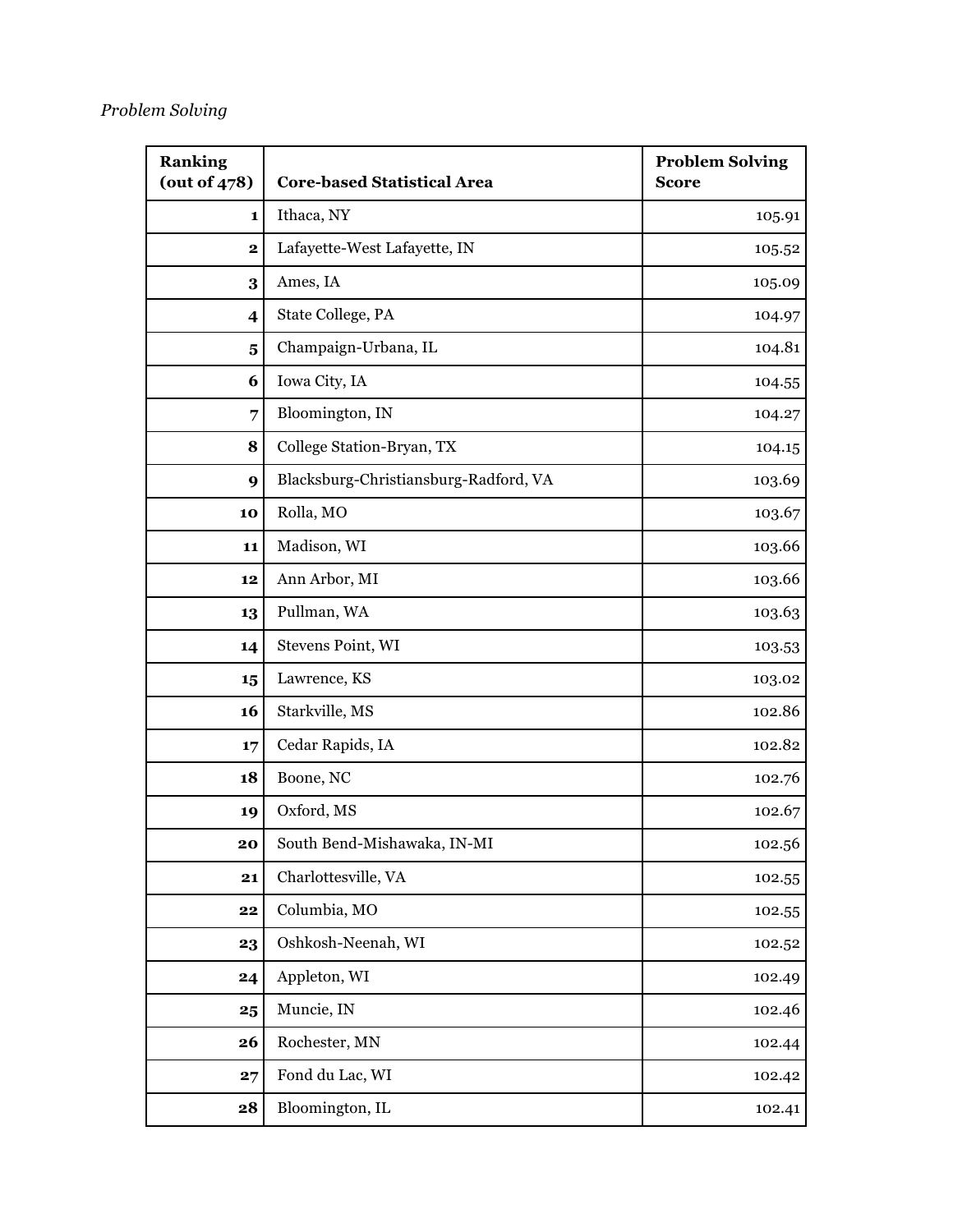*Problem Solving*

| **Ranking (out of 478)** | **Core-based Statistical Area** | **Problem Solving Score** |
|---|---|---|
| **1** | Ithaca, NY | 105.91 |
| **2** | Lafayette-West Lafayette, IN | 105.52 |
| **3** | Ames, IA | 105.09 |
| **4** | State College, PA | 104.97 |
| **5** | Champaign-Urbana, IL | 104.81 |
| **6** | Iowa City, IA | 104.55 |
| **7** | Bloomington, IN | 104.27 |
| **8** | College Station-Bryan, TX | 104.15 |
| **9** | Blacksburg-Christiansburg-Radford, VA | 103.69 |
| **10** | Rolla, MO | 103.67 |
| **11** | Madison, WI | 103.66 |
| **12** | Ann Arbor, MI | 103.66 |
| **13** | Pullman, WA | 103.63 |
| **14** | Stevens Point, WI | 103.53 |
| **15** | Lawrence, KS | 103.02 |
| **16** | Starkville, MS | 102.86 |
| **17** | Cedar Rapids, IA | 102.82 |
| **18** | Boone, NC | 102.76 |
| **19** | Oxford, MS | 102.67 |
| **20** | South Bend-Mishawaka, IN-MI | 102.56 |
| **21** | Charlottesville, VA | 102.55 |
| **22** | Columbia, MO | 102.55 |
| **23** | Oshkosh-Neenah, WI | 102.52 |
| **24** | Appleton, WI | 102.49 |
| **25** | Muncie, IN | 102.46 |
| **26** | Rochester, MN | 102.44 |
| **27** | Fond du Lac, WI | 102.42 |
| **28** | Bloomington, IL | 102.41 |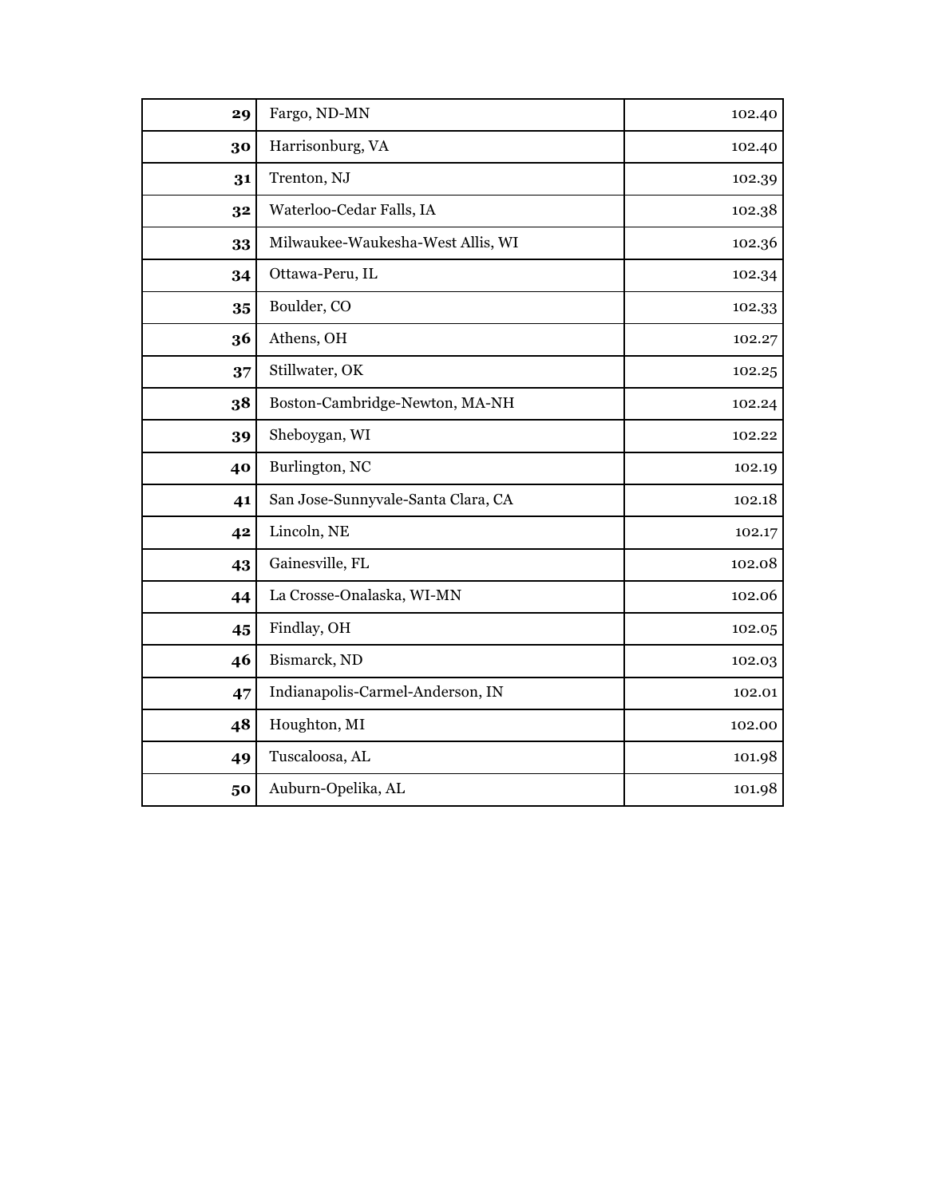| 29 | Fargo, ND-MN | 102.40 |
|---|---|---|
| 30 | Harrisonburg, VA | 102.40 |
| 31 | Trenton, NJ | 102.39 |
| 32 | Waterloo-Cedar Falls, IA | 102.38 |
| 33 | Milwaukee-Waukesha-West Allis, WI | 102.36 |
| 34 | Ottawa-Peru, IL | 102.34 |
| 35 | Boulder, CO | 102.33 |
| 36 | Athens, OH | 102.27 |
| 37 | Stillwater, OK | 102.25 |
| 38 | Boston-Cambridge-Newton, MA-NH | 102.24 |
| 39 | Sheboygan, WI | 102.22 |
| 40 | Burlington, NC | 102.19 |
| 41 | San Jose-Sunnyvale-Santa Clara, CA | 102.18 |
| 42 | Lincoln, NE | 102.17 |
| 43 | Gainesville, FL | 102.08 |
| 44 | La Crosse-Onalaska, WI-MN | 102.06 |
| 45 | Findlay, OH | 102.05 |
| 46 | Bismarck, ND | 102.03 |
| 47 | Indianapolis-Carmel-Anderson, IN | 102.01 |
| 48 | Houghton, MI | 102.00 |
| 49 | Tuscaloosa, AL | 101.98 |
| 50 | Auburn-Opelika, AL | 101.98 |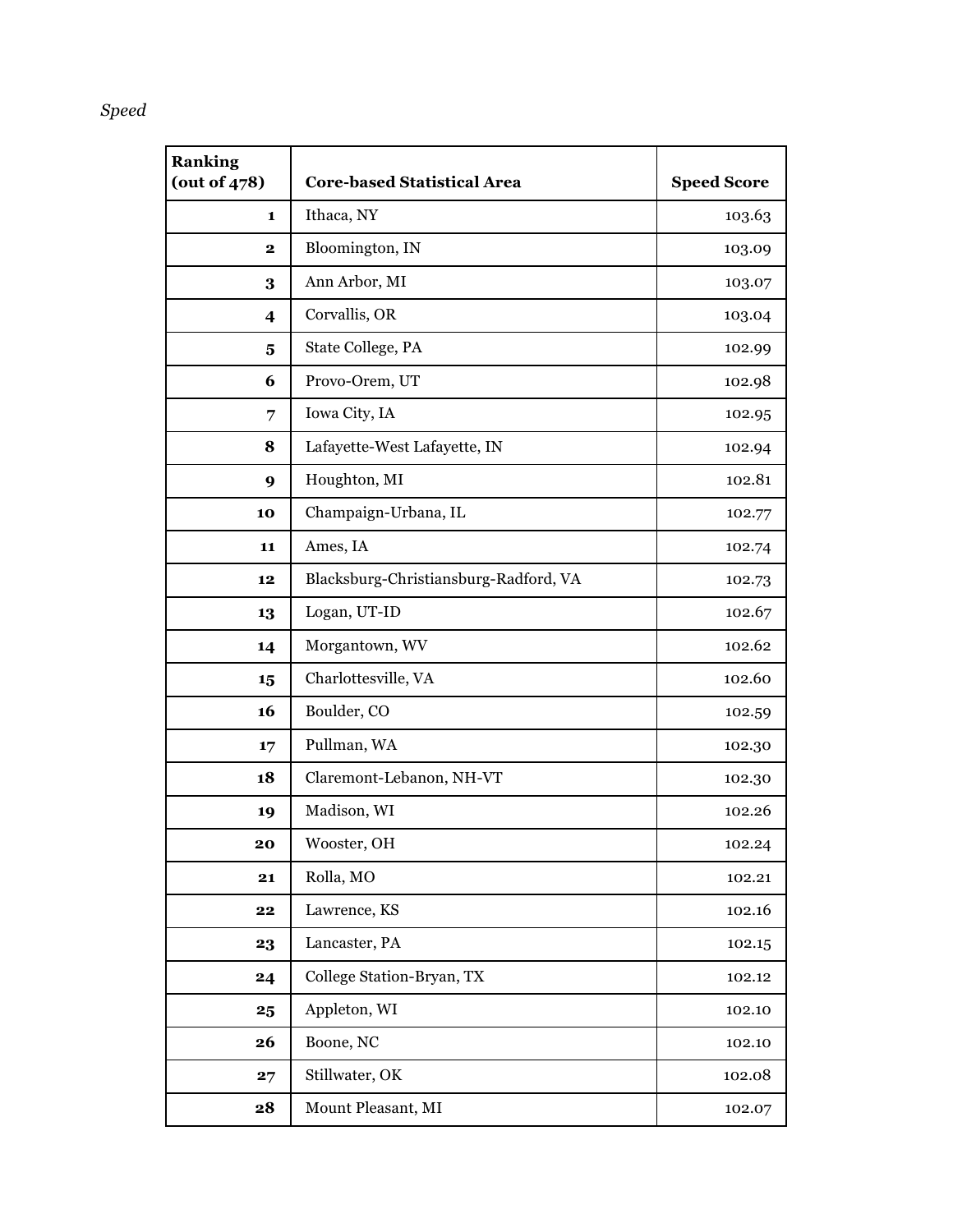*Speed*

| Ranking (out of 478) | Core-based Statistical Area | Speed Score |
|---:|---|---:|
| **1** | Ithaca, NY | 103.63 |
| **2** | Bloomington, IN | 103.09 |
| **3** | Ann Arbor, MI | 103.07 |
| **4** | Corvallis, OR | 103.04 |
| **5** | State College, PA | 102.99 |
| **6** | Provo-Orem, UT | 102.98 |
| **7** | Iowa City, IA | 102.95 |
| **8** | Lafayette-West Lafayette, IN | 102.94 |
| **9** | Houghton, MI | 102.81 |
| **10** | Champaign-Urbana, IL | 102.77 |
| **11** | Ames, IA | 102.74 |
| **12** | Blacksburg-Christiansburg-Radford, VA | 102.73 |
| **13** | Logan, UT-ID | 102.67 |
| **14** | Morgantown, WV | 102.62 |
| **15** | Charlottesville, VA | 102.60 |
| **16** | Boulder, CO | 102.59 |
| **17** | Pullman, WA | 102.30 |
| **18** | Claremont-Lebanon, NH-VT | 102.30 |
| **19** | Madison, WI | 102.26 |
| **20** | Wooster, OH | 102.24 |
| **21** | Rolla, MO | 102.21 |
| **22** | Lawrence, KS | 102.16 |
| **23** | Lancaster, PA | 102.15 |
| **24** | College Station-Bryan, TX | 102.12 |
| **25** | Appleton, WI | 102.10 |
| **26** | Boone, NC | 102.10 |
| **27** | Stillwater, OK | 102.08 |
| **28** | Mount Pleasant, MI | 102.07 |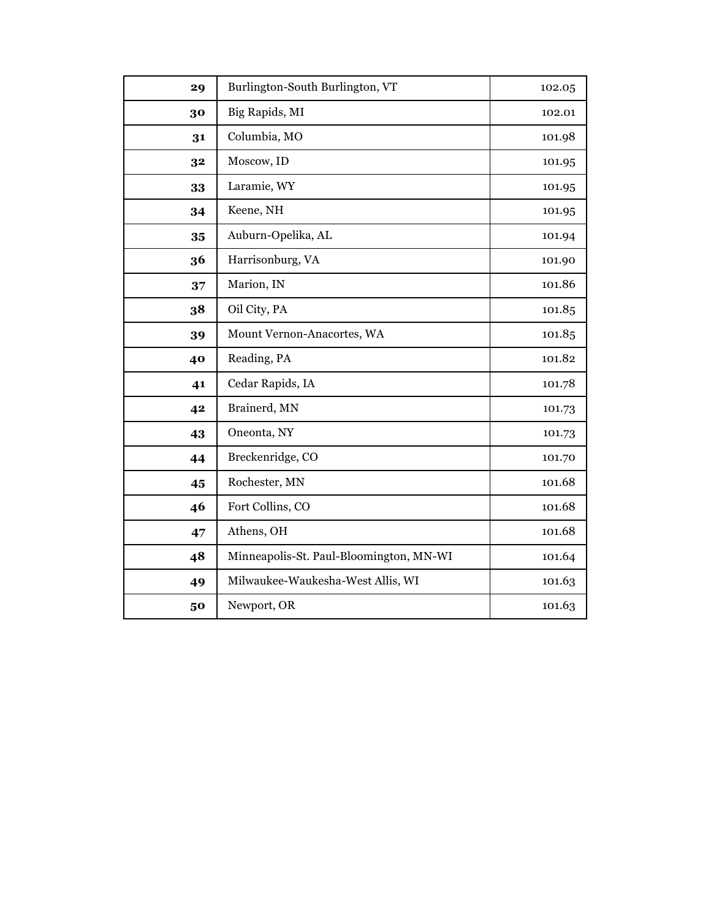| | | |
|---|---|---|
| **29** | Burlington-South Burlington, VT | 102.05 |
| **30** | Big Rapids, MI | 102.01 |
| **31** | Columbia, MO | 101.98 |
| **32** | Moscow, ID | 101.95 |
| **33** | Laramie, WY | 101.95 |
| **34** | Keene, NH | 101.95 |
| **35** | Auburn-Opelika, AL | 101.94 |
| **36** | Harrisonburg, VA | 101.90 |
| **37** | Marion, IN | 101.86 |
| **38** | Oil City, PA | 101.85 |
| **39** | Mount Vernon-Anacortes, WA | 101.85 |
| **40** | Reading, PA | 101.82 |
| **41** | Cedar Rapids, IA | 101.78 |
| **42** | Brainerd, MN | 101.73 |
| **43** | Oneonta, NY | 101.73 |
| **44** | Breckenridge, CO | 101.70 |
| **45** | Rochester, MN | 101.68 |
| **46** | Fort Collins, CO | 101.68 |
| **47** | Athens, OH | 101.68 |
| **48** | Minneapolis-St. Paul-Bloomington, MN-WI | 101.64 |
| **49** | Milwaukee-Waukesha-West Allis, WI | 101.63 |
| **50** | Newport, OR | 101.63 |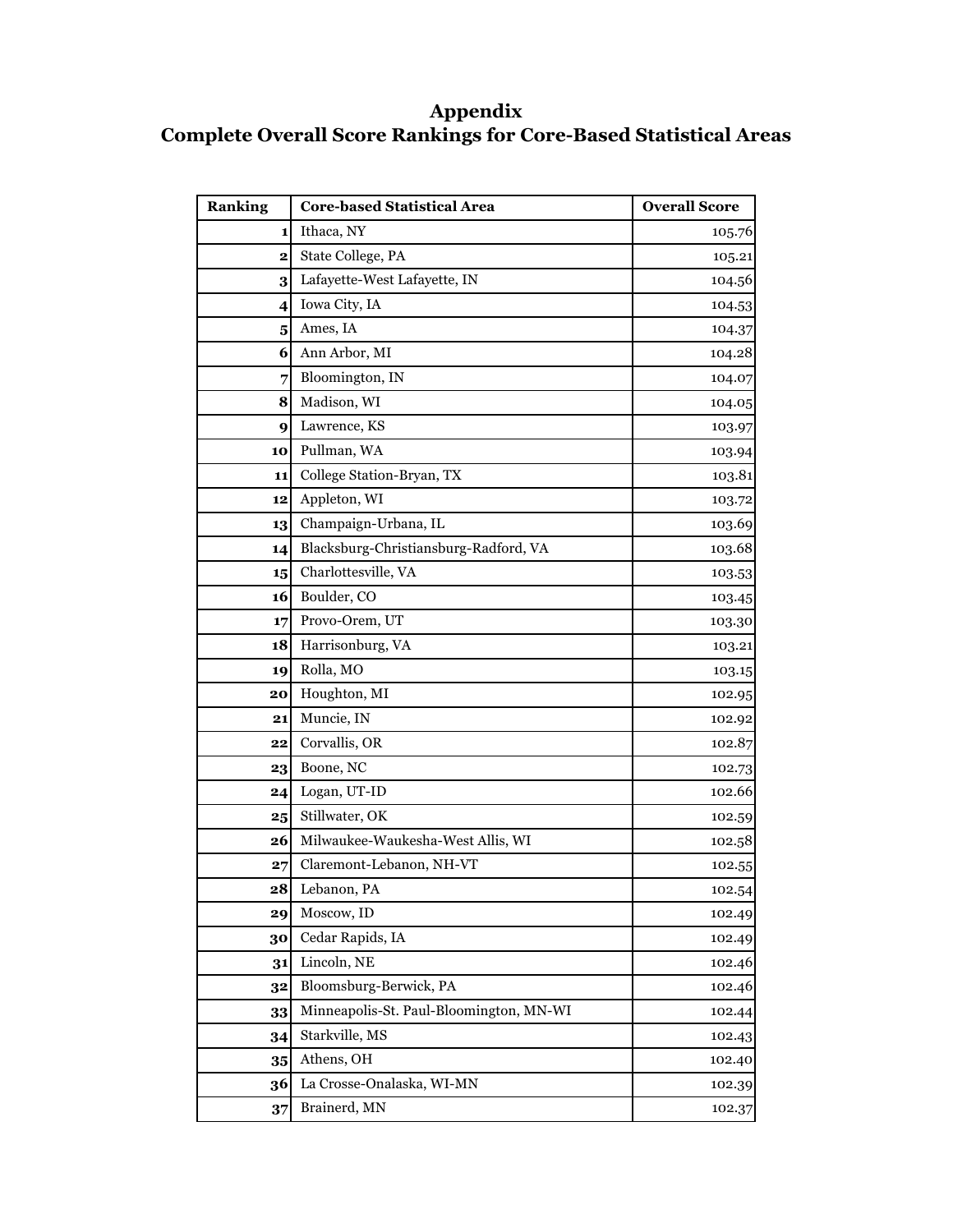# Appendix
## Complete Overall Score Rankings for Core-Based Statistical Areas

| Ranking | Core-based Statistical Area | Overall Score |
|---|---|---|
| 1 | Ithaca, NY | 105.76 |
| 2 | State College, PA | 105.21 |
| 3 | Lafayette-West Lafayette, IN | 104.56 |
| 4 | Iowa City, IA | 104.53 |
| 5 | Ames, IA | 104.37 |
| 6 | Ann Arbor, MI | 104.28 |
| 7 | Bloomington, IN | 104.07 |
| 8 | Madison, WI | 104.05 |
| 9 | Lawrence, KS | 103.97 |
| 10 | Pullman, WA | 103.94 |
| 11 | College Station-Bryan, TX | 103.81 |
| 12 | Appleton, WI | 103.72 |
| 13 | Champaign-Urbana, IL | 103.69 |
| 14 | Blacksburg-Christiansburg-Radford, VA | 103.68 |
| 15 | Charlottesville, VA | 103.53 |
| 16 | Boulder, CO | 103.45 |
| 17 | Provo-Orem, UT | 103.30 |
| 18 | Harrisonburg, VA | 103.21 |
| 19 | Rolla, MO | 103.15 |
| 20 | Houghton, MI | 102.95 |
| 21 | Muncie, IN | 102.92 |
| 22 | Corvallis, OR | 102.87 |
| 23 | Boone, NC | 102.73 |
| 24 | Logan, UT-ID | 102.66 |
| 25 | Stillwater, OK | 102.59 |
| 26 | Milwaukee-Waukesha-West Allis, WI | 102.58 |
| 27 | Claremont-Lebanon, NH-VT | 102.55 |
| 28 | Lebanon, PA | 102.54 |
| 29 | Moscow, ID | 102.49 |
| 30 | Cedar Rapids, IA | 102.49 |
| 31 | Lincoln, NE | 102.46 |
| 32 | Bloomsburg-Berwick, PA | 102.46 |
| 33 | Minneapolis-St. Paul-Bloomington, MN-WI | 102.44 |
| 34 | Starkville, MS | 102.43 |
| 35 | Athens, OH | 102.40 |
| 36 | La Crosse-Onalaska, WI-MN | 102.39 |
| 37 | Brainerd, MN | 102.37 |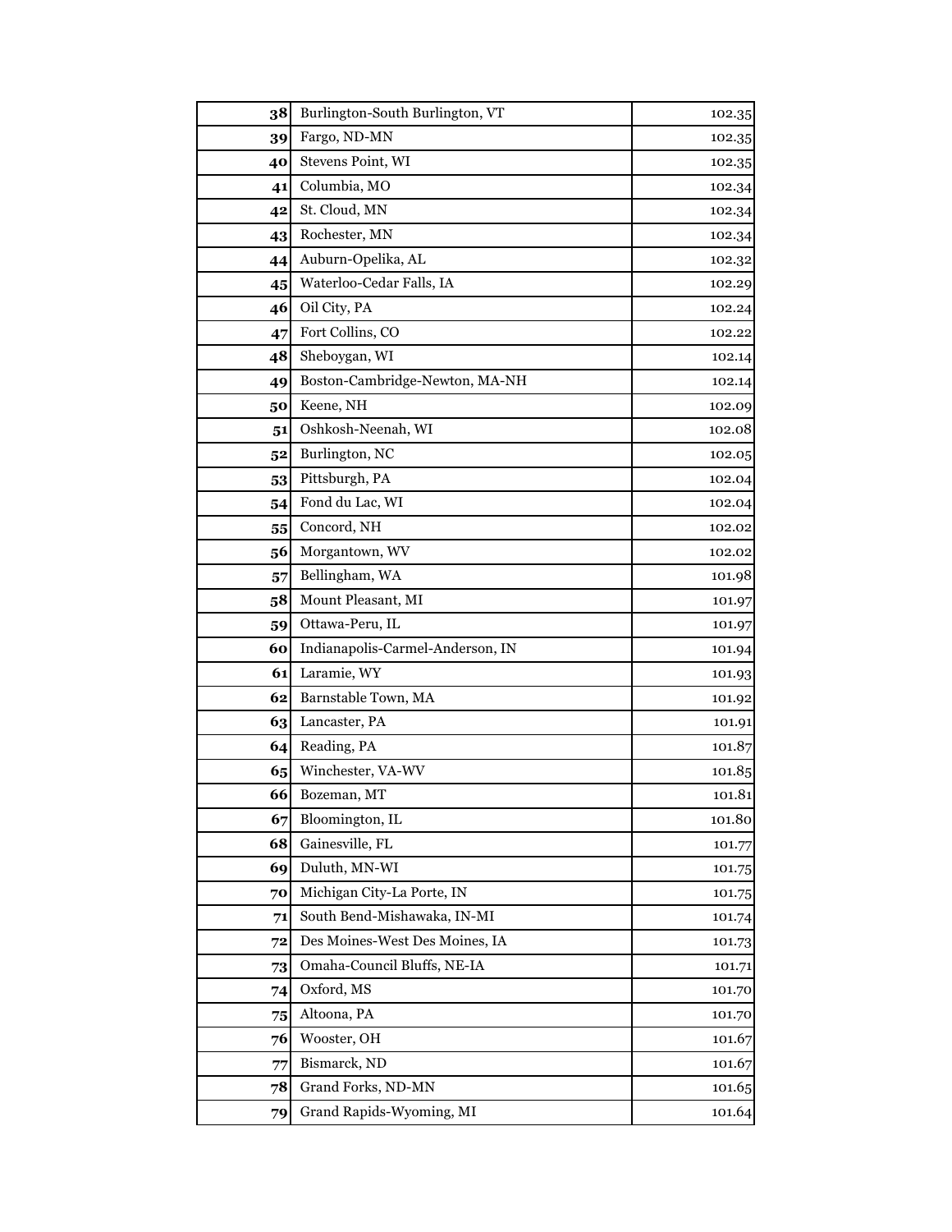| | | |
|---|---|---|
| **38** | Burlington-South Burlington, VT | 102.35 |
| **39** | Fargo, ND-MN | 102.35 |
| **40** | Stevens Point, WI | 102.35 |
| **41** | Columbia, MO | 102.34 |
| **42** | St. Cloud, MN | 102.34 |
| **43** | Rochester, MN | 102.34 |
| **44** | Auburn-Opelika, AL | 102.32 |
| **45** | Waterloo-Cedar Falls, IA | 102.29 |
| **46** | Oil City, PA | 102.24 |
| **47** | Fort Collins, CO | 102.22 |
| **48** | Sheboygan, WI | 102.14 |
| **49** | Boston-Cambridge-Newton, MA-NH | 102.14 |
| **50** | Keene, NH | 102.09 |
| **51** | Oshkosh-Neenah, WI | 102.08 |
| **52** | Burlington, NC | 102.05 |
| **53** | Pittsburgh, PA | 102.04 |
| **54** | Fond du Lac, WI | 102.04 |
| **55** | Concord, NH | 102.02 |
| **56** | Morgantown, WV | 102.02 |
| **57** | Bellingham, WA | 101.98 |
| **58** | Mount Pleasant, MI | 101.97 |
| **59** | Ottawa-Peru, IL | 101.97 |
| **60** | Indianapolis-Carmel-Anderson, IN | 101.94 |
| **61** | Laramie, WY | 101.93 |
| **62** | Barnstable Town, MA | 101.92 |
| **63** | Lancaster, PA | 101.91 |
| **64** | Reading, PA | 101.87 |
| **65** | Winchester, VA-WV | 101.85 |
| **66** | Bozeman, MT | 101.81 |
| **67** | Bloomington, IL | 101.80 |
| **68** | Gainesville, FL | 101.77 |
| **69** | Duluth, MN-WI | 101.75 |
| **70** | Michigan City-La Porte, IN | 101.75 |
| **71** | South Bend-Mishawaka, IN-MI | 101.74 |
| **72** | Des Moines-West Des Moines, IA | 101.73 |
| **73** | Omaha-Council Bluffs, NE-IA | 101.71 |
| **74** | Oxford, MS | 101.70 |
| **75** | Altoona, PA | 101.70 |
| **76** | Wooster, OH | 101.67 |
| **77** | Bismarck, ND | 101.67 |
| **78** | Grand Forks, ND-MN | 101.65 |
| **79** | Grand Rapids-Wyoming, MI | 101.64 |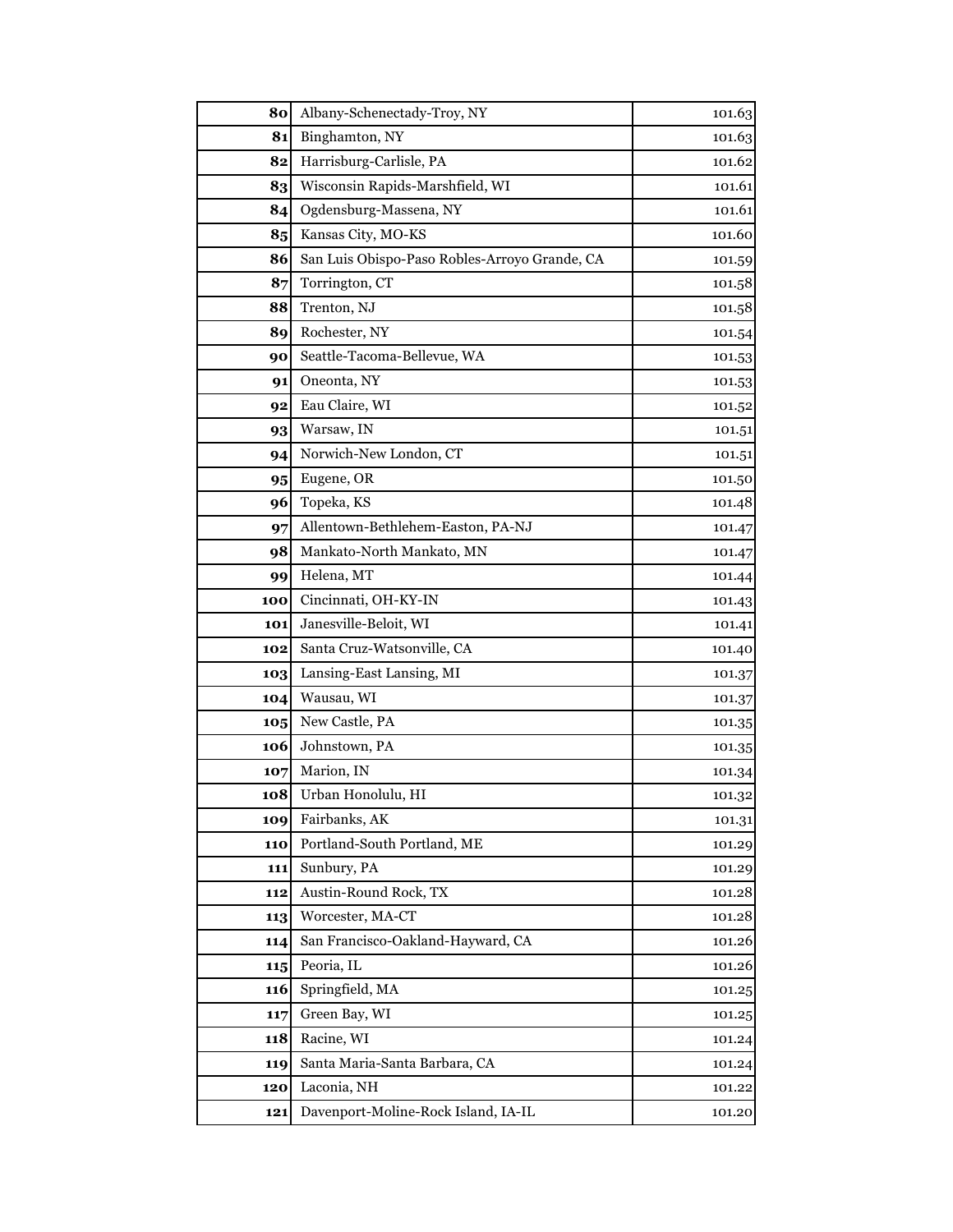| | | |
|---|---|---|
| **80** | Albany-Schenectady-Troy, NY | 101.63 |
| **81** | Binghamton, NY | 101.63 |
| **82** | Harrisburg-Carlisle, PA | 101.62 |
| **83** | Wisconsin Rapids-Marshfield, WI | 101.61 |
| **84** | Ogdensburg-Massena, NY | 101.61 |
| **85** | Kansas City, MO-KS | 101.60 |
| **86** | San Luis Obispo-Paso Robles-Arroyo Grande, CA | 101.59 |
| **87** | Torrington, CT | 101.58 |
| **88** | Trenton, NJ | 101.58 |
| **89** | Rochester, NY | 101.54 |
| **90** | Seattle-Tacoma-Bellevue, WA | 101.53 |
| **91** | Oneonta, NY | 101.53 |
| **92** | Eau Claire, WI | 101.52 |
| **93** | Warsaw, IN | 101.51 |
| **94** | Norwich-New London, CT | 101.51 |
| **95** | Eugene, OR | 101.50 |
| **96** | Topeka, KS | 101.48 |
| **97** | Allentown-Bethlehem-Easton, PA-NJ | 101.47 |
| **98** | Mankato-North Mankato, MN | 101.47 |
| **99** | Helena, MT | 101.44 |
| **100** | Cincinnati, OH-KY-IN | 101.43 |
| **101** | Janesville-Beloit, WI | 101.41 |
| **102** | Santa Cruz-Watsonville, CA | 101.40 |
| **103** | Lansing-East Lansing, MI | 101.37 |
| **104** | Wausau, WI | 101.37 |
| **105** | New Castle, PA | 101.35 |
| **106** | Johnstown, PA | 101.35 |
| **107** | Marion, IN | 101.34 |
| **108** | Urban Honolulu, HI | 101.32 |
| **109** | Fairbanks, AK | 101.31 |
| **110** | Portland-South Portland, ME | 101.29 |
| **111** | Sunbury, PA | 101.29 |
| **112** | Austin-Round Rock, TX | 101.28 |
| **113** | Worcester, MA-CT | 101.28 |
| **114** | San Francisco-Oakland-Hayward, CA | 101.26 |
| **115** | Peoria, IL | 101.26 |
| **116** | Springfield, MA | 101.25 |
| **117** | Green Bay, WI | 101.25 |
| **118** | Racine, WI | 101.24 |
| **119** | Santa Maria-Santa Barbara, CA | 101.24 |
| **120** | Laconia, NH | 101.22 |
| **121** | Davenport-Moline-Rock Island, IA-IL | 101.20 |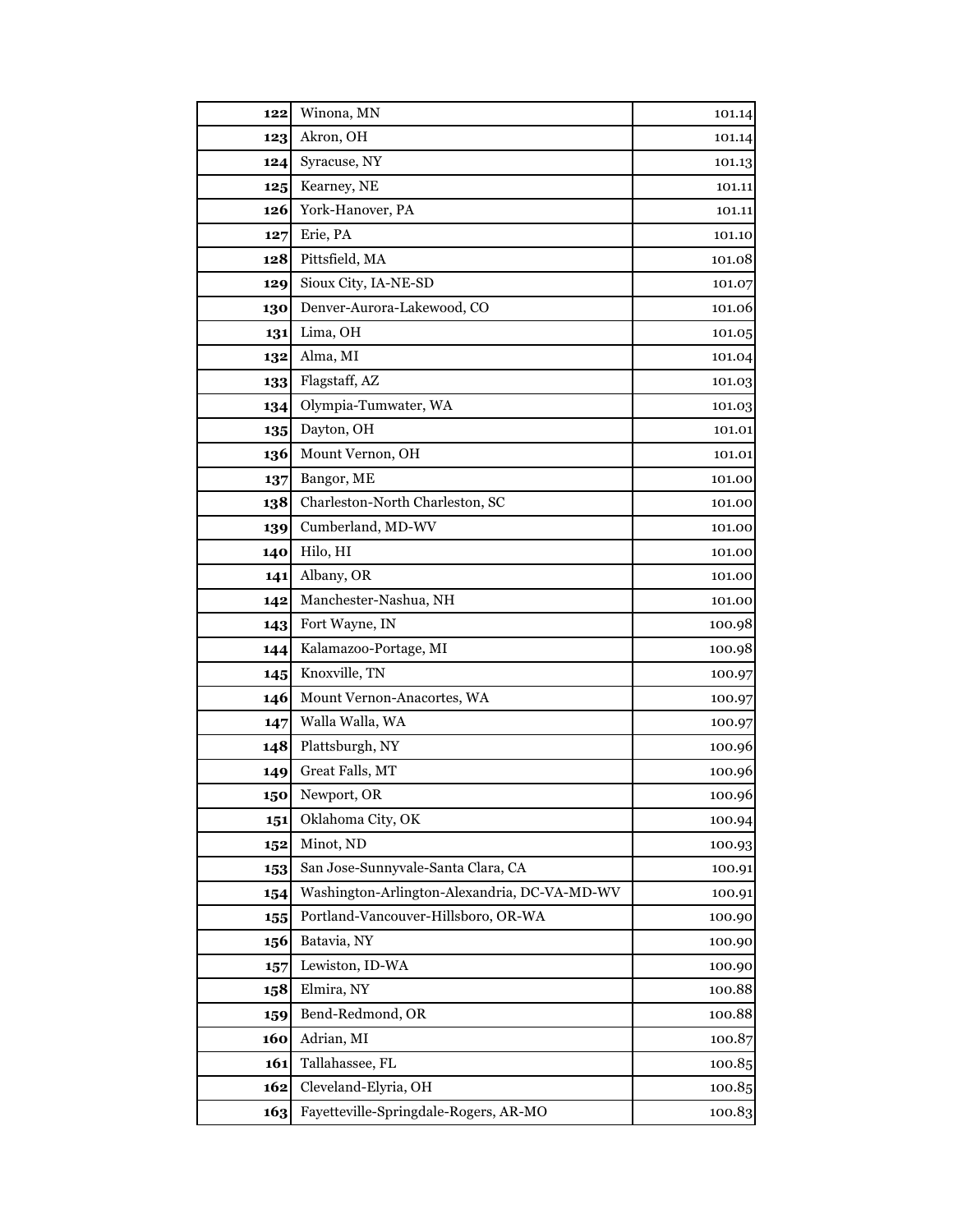| | | |
|---|---|---|
| **122** | Winona, MN | 101.14 |
| **123** | Akron, OH | 101.14 |
| **124** | Syracuse, NY | 101.13 |
| **125** | Kearney, NE | 101.11 |
| **126** | York-Hanover, PA | 101.11 |
| **127** | Erie, PA | 101.10 |
| **128** | Pittsfield, MA | 101.08 |
| **129** | Sioux City, IA-NE-SD | 101.07 |
| **130** | Denver-Aurora-Lakewood, CO | 101.06 |
| **131** | Lima, OH | 101.05 |
| **132** | Alma, MI | 101.04 |
| **133** | Flagstaff, AZ | 101.03 |
| **134** | Olympia-Tumwater, WA | 101.03 |
| **135** | Dayton, OH | 101.01 |
| **136** | Mount Vernon, OH | 101.01 |
| **137** | Bangor, ME | 101.00 |
| **138** | Charleston-North Charleston, SC | 101.00 |
| **139** | Cumberland, MD-WV | 101.00 |
| **140** | Hilo, HI | 101.00 |
| **141** | Albany, OR | 101.00 |
| **142** | Manchester-Nashua, NH | 101.00 |
| **143** | Fort Wayne, IN | 100.98 |
| **144** | Kalamazoo-Portage, MI | 100.98 |
| **145** | Knoxville, TN | 100.97 |
| **146** | Mount Vernon-Anacortes, WA | 100.97 |
| **147** | Walla Walla, WA | 100.97 |
| **148** | Plattsburgh, NY | 100.96 |
| **149** | Great Falls, MT | 100.96 |
| **150** | Newport, OR | 100.96 |
| **151** | Oklahoma City, OK | 100.94 |
| **152** | Minot, ND | 100.93 |
| **153** | San Jose-Sunnyvale-Santa Clara, CA | 100.91 |
| **154** | Washington-Arlington-Alexandria, DC-VA-MD-WV | 100.91 |
| **155** | Portland-Vancouver-Hillsboro, OR-WA | 100.90 |
| **156** | Batavia, NY | 100.90 |
| **157** | Lewiston, ID-WA | 100.90 |
| **158** | Elmira, NY | 100.88 |
| **159** | Bend-Redmond, OR | 100.88 |
| **160** | Adrian, MI | 100.87 |
| **161** | Tallahassee, FL | 100.85 |
| **162** | Cleveland-Elyria, OH | 100.85 |
| **163** | Fayetteville-Springdale-Rogers, AR-MO | 100.83 |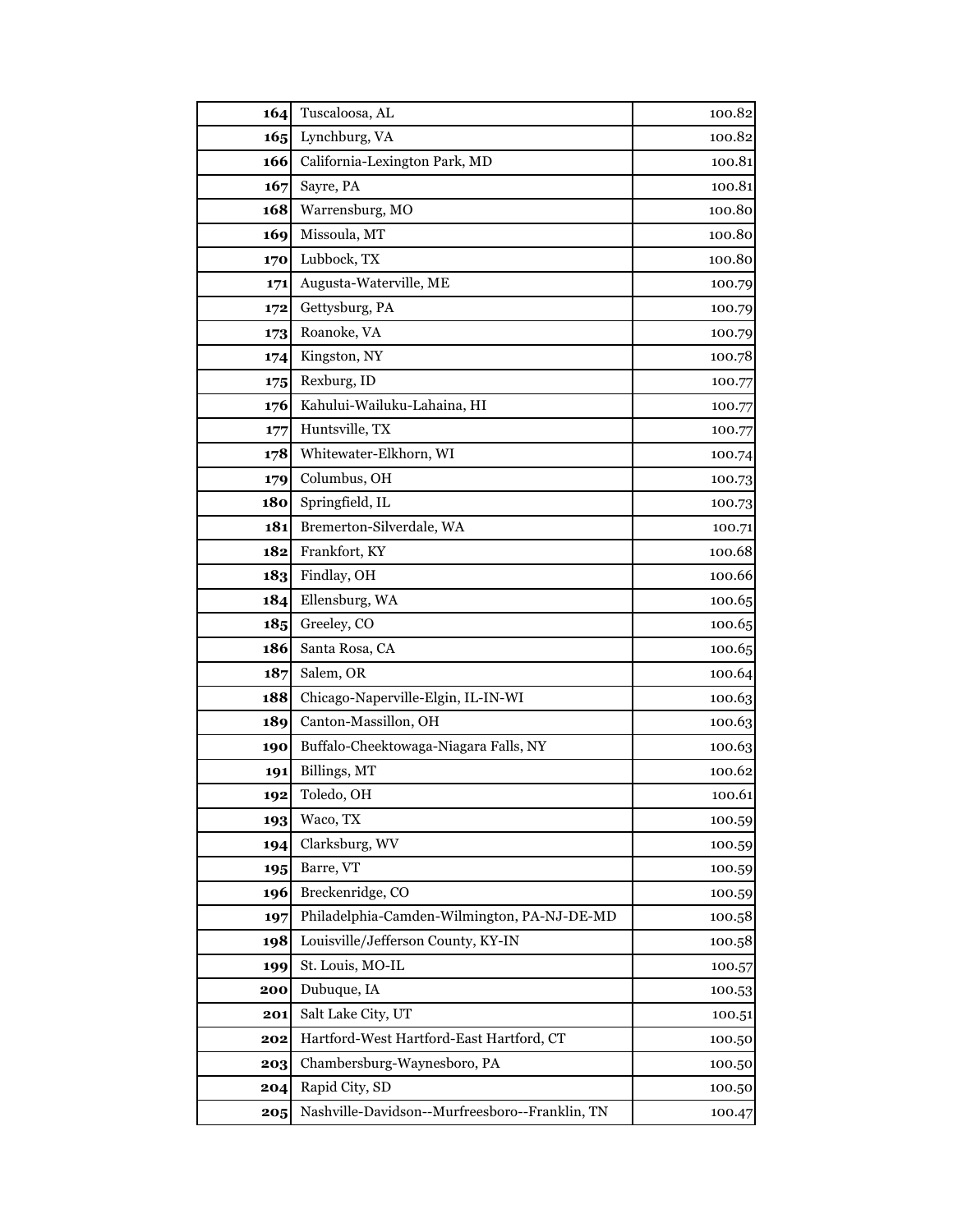| | | |
|---|---|---|
| **164** | Tuscaloosa, AL | 100.82 |
| **165** | Lynchburg, VA | 100.82 |
| **166** | California-Lexington Park, MD | 100.81 |
| **167** | Sayre, PA | 100.81 |
| **168** | Warrensburg, MO | 100.80 |
| **169** | Missoula, MT | 100.80 |
| **170** | Lubbock, TX | 100.80 |
| **171** | Augusta-Waterville, ME | 100.79 |
| **172** | Gettysburg, PA | 100.79 |
| **173** | Roanoke, VA | 100.79 |
| **174** | Kingston, NY | 100.78 |
| **175** | Rexburg, ID | 100.77 |
| **176** | Kahului-Wailuku-Lahaina, HI | 100.77 |
| **177** | Huntsville, TX | 100.77 |
| **178** | Whitewater-Elkhorn, WI | 100.74 |
| **179** | Columbus, OH | 100.73 |
| **180** | Springfield, IL | 100.73 |
| **181** | Bremerton-Silverdale, WA | 100.71 |
| **182** | Frankfort, KY | 100.68 |
| **183** | Findlay, OH | 100.66 |
| **184** | Ellensburg, WA | 100.65 |
| **185** | Greeley, CO | 100.65 |
| **186** | Santa Rosa, CA | 100.65 |
| **187** | Salem, OR | 100.64 |
| **188** | Chicago-Naperville-Elgin, IL-IN-WI | 100.63 |
| **189** | Canton-Massillon, OH | 100.63 |
| **190** | Buffalo-Cheektowaga-Niagara Falls, NY | 100.63 |
| **191** | Billings, MT | 100.62 |
| **192** | Toledo, OH | 100.61 |
| **193** | Waco, TX | 100.59 |
| **194** | Clarksburg, WV | 100.59 |
| **195** | Barre, VT | 100.59 |
| **196** | Breckenridge, CO | 100.59 |
| **197** | Philadelphia-Camden-Wilmington, PA-NJ-DE-MD | 100.58 |
| **198** | Louisville/Jefferson County, KY-IN | 100.58 |
| **199** | St. Louis, MO-IL | 100.57 |
| **200** | Dubuque, IA | 100.53 |
| **201** | Salt Lake City, UT | 100.51 |
| **202** | Hartford-West Hartford-East Hartford, CT | 100.50 |
| **203** | Chambersburg-Waynesboro, PA | 100.50 |
| **204** | Rapid City, SD | 100.50 |
| **205** | Nashville-Davidson--Murfreesboro--Franklin, TN | 100.47 |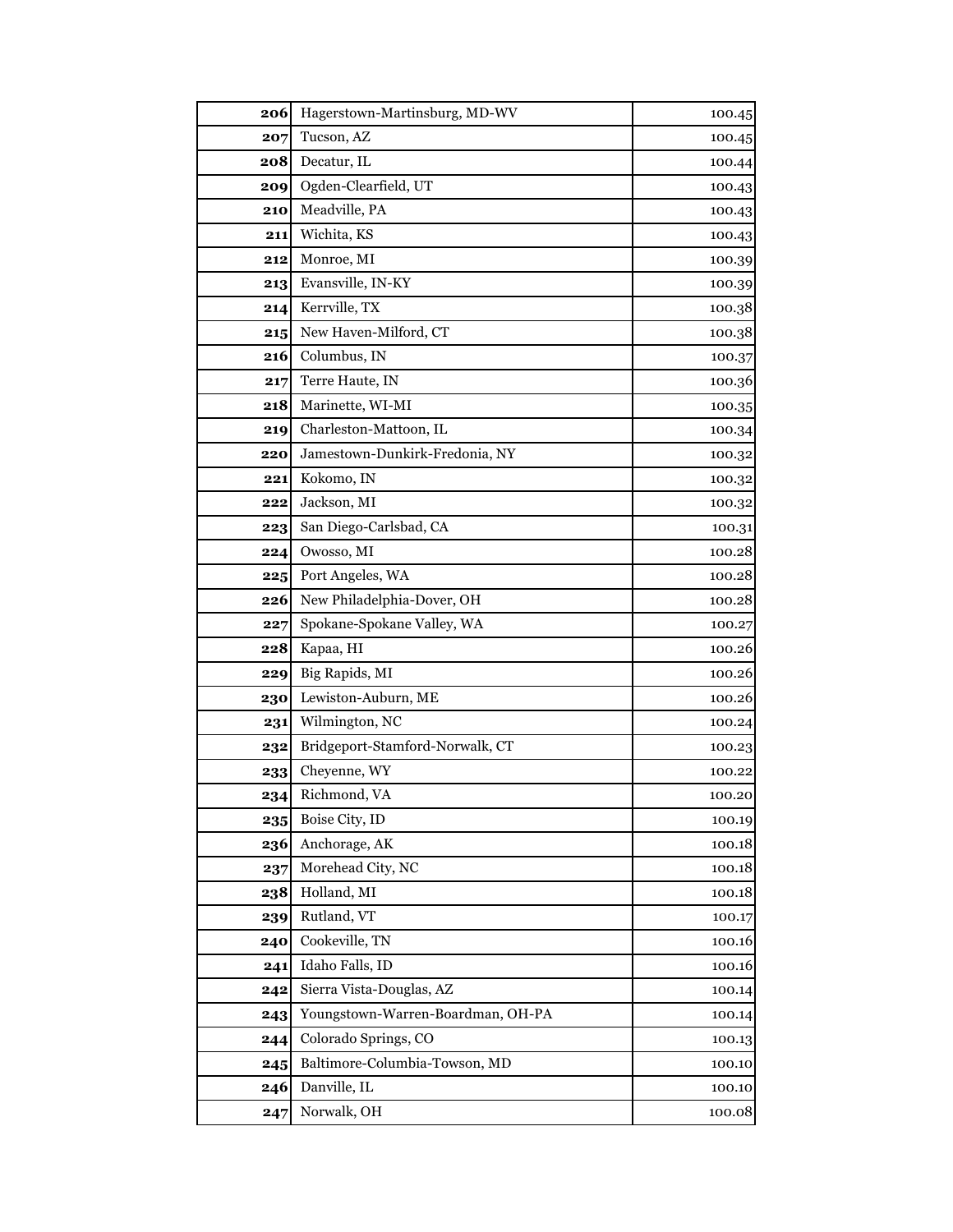| | | |
|---|---|---|
| **206** | Hagerstown-Martinsburg, MD-WV | 100.45 |
| **207** | Tucson, AZ | 100.45 |
| **208** | Decatur, IL | 100.44 |
| **209** | Ogden-Clearfield, UT | 100.43 |
| **210** | Meadville, PA | 100.43 |
| **211** | Wichita, KS | 100.43 |
| **212** | Monroe, MI | 100.39 |
| **213** | Evansville, IN-KY | 100.39 |
| **214** | Kerrville, TX | 100.38 |
| **215** | New Haven-Milford, CT | 100.38 |
| **216** | Columbus, IN | 100.37 |
| **217** | Terre Haute, IN | 100.36 |
| **218** | Marinette, WI-MI | 100.35 |
| **219** | Charleston-Mattoon, IL | 100.34 |
| **220** | Jamestown-Dunkirk-Fredonia, NY | 100.32 |
| **221** | Kokomo, IN | 100.32 |
| **222** | Jackson, MI | 100.32 |
| **223** | San Diego-Carlsbad, CA | 100.31 |
| **224** | Owosso, MI | 100.28 |
| **225** | Port Angeles, WA | 100.28 |
| **226** | New Philadelphia-Dover, OH | 100.28 |
| **227** | Spokane-Spokane Valley, WA | 100.27 |
| **228** | Kapaa, HI | 100.26 |
| **229** | Big Rapids, MI | 100.26 |
| **230** | Lewiston-Auburn, ME | 100.26 |
| **231** | Wilmington, NC | 100.24 |
| **232** | Bridgeport-Stamford-Norwalk, CT | 100.23 |
| **233** | Cheyenne, WY | 100.22 |
| **234** | Richmond, VA | 100.20 |
| **235** | Boise City, ID | 100.19 |
| **236** | Anchorage, AK | 100.18 |
| **237** | Morehead City, NC | 100.18 |
| **238** | Holland, MI | 100.18 |
| **239** | Rutland, VT | 100.17 |
| **240** | Cookeville, TN | 100.16 |
| **241** | Idaho Falls, ID | 100.16 |
| **242** | Sierra Vista-Douglas, AZ | 100.14 |
| **243** | Youngstown-Warren-Boardman, OH-PA | 100.14 |
| **244** | Colorado Springs, CO | 100.13 |
| **245** | Baltimore-Columbia-Towson, MD | 100.10 |
| **246** | Danville, IL | 100.10 |
| **247** | Norwalk, OH | 100.08 |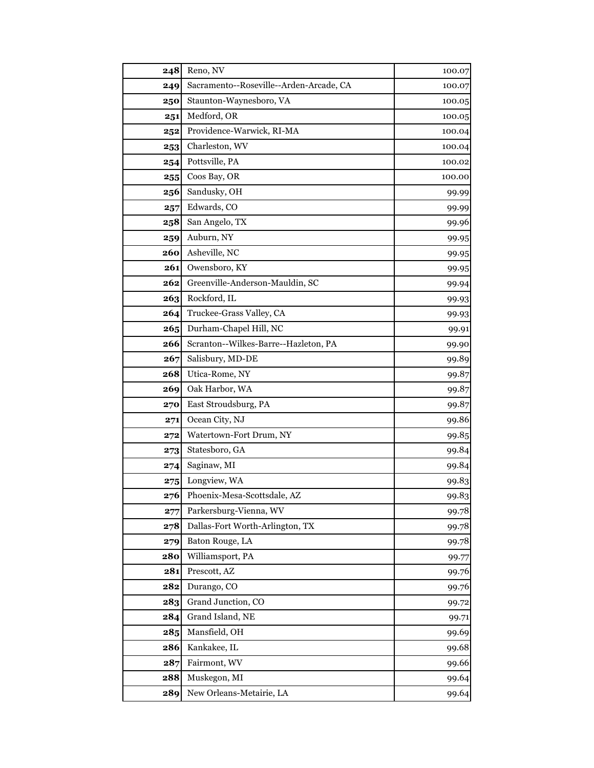| | | |
|---|---|---|
| **248** | Reno, NV | 100.07 |
| **249** | Sacramento--Roseville--Arden-Arcade, CA | 100.07 |
| **250** | Staunton-Waynesboro, VA | 100.05 |
| **251** | Medford, OR | 100.05 |
| **252** | Providence-Warwick, RI-MA | 100.04 |
| **253** | Charleston, WV | 100.04 |
| **254** | Pottsville, PA | 100.02 |
| **255** | Coos Bay, OR | 100.00 |
| **256** | Sandusky, OH | 99.99 |
| **257** | Edwards, CO | 99.99 |
| **258** | San Angelo, TX | 99.96 |
| **259** | Auburn, NY | 99.95 |
| **260** | Asheville, NC | 99.95 |
| **261** | Owensboro, KY | 99.95 |
| **262** | Greenville-Anderson-Mauldin, SC | 99.94 |
| **263** | Rockford, IL | 99.93 |
| **264** | Truckee-Grass Valley, CA | 99.93 |
| **265** | Durham-Chapel Hill, NC | 99.91 |
| **266** | Scranton--Wilkes-Barre--Hazleton, PA | 99.90 |
| **267** | Salisbury, MD-DE | 99.89 |
| **268** | Utica-Rome, NY | 99.87 |
| **269** | Oak Harbor, WA | 99.87 |
| **270** | East Stroudsburg, PA | 99.87 |
| **271** | Ocean City, NJ | 99.86 |
| **272** | Watertown-Fort Drum, NY | 99.85 |
| **273** | Statesboro, GA | 99.84 |
| **274** | Saginaw, MI | 99.84 |
| **275** | Longview, WA | 99.83 |
| **276** | Phoenix-Mesa-Scottsdale, AZ | 99.83 |
| **277** | Parkersburg-Vienna, WV | 99.78 |
| **278** | Dallas-Fort Worth-Arlington, TX | 99.78 |
| **279** | Baton Rouge, LA | 99.78 |
| **280** | Williamsport, PA | 99.77 |
| **281** | Prescott, AZ | 99.76 |
| **282** | Durango, CO | 99.76 |
| **283** | Grand Junction, CO | 99.72 |
| **284** | Grand Island, NE | 99.71 |
| **285** | Mansfield, OH | 99.69 |
| **286** | Kankakee, IL | 99.68 |
| **287** | Fairmont, WV | 99.66 |
| **288** | Muskegon, MI | 99.64 |
| **289** | New Orleans-Metairie, LA | 99.64 |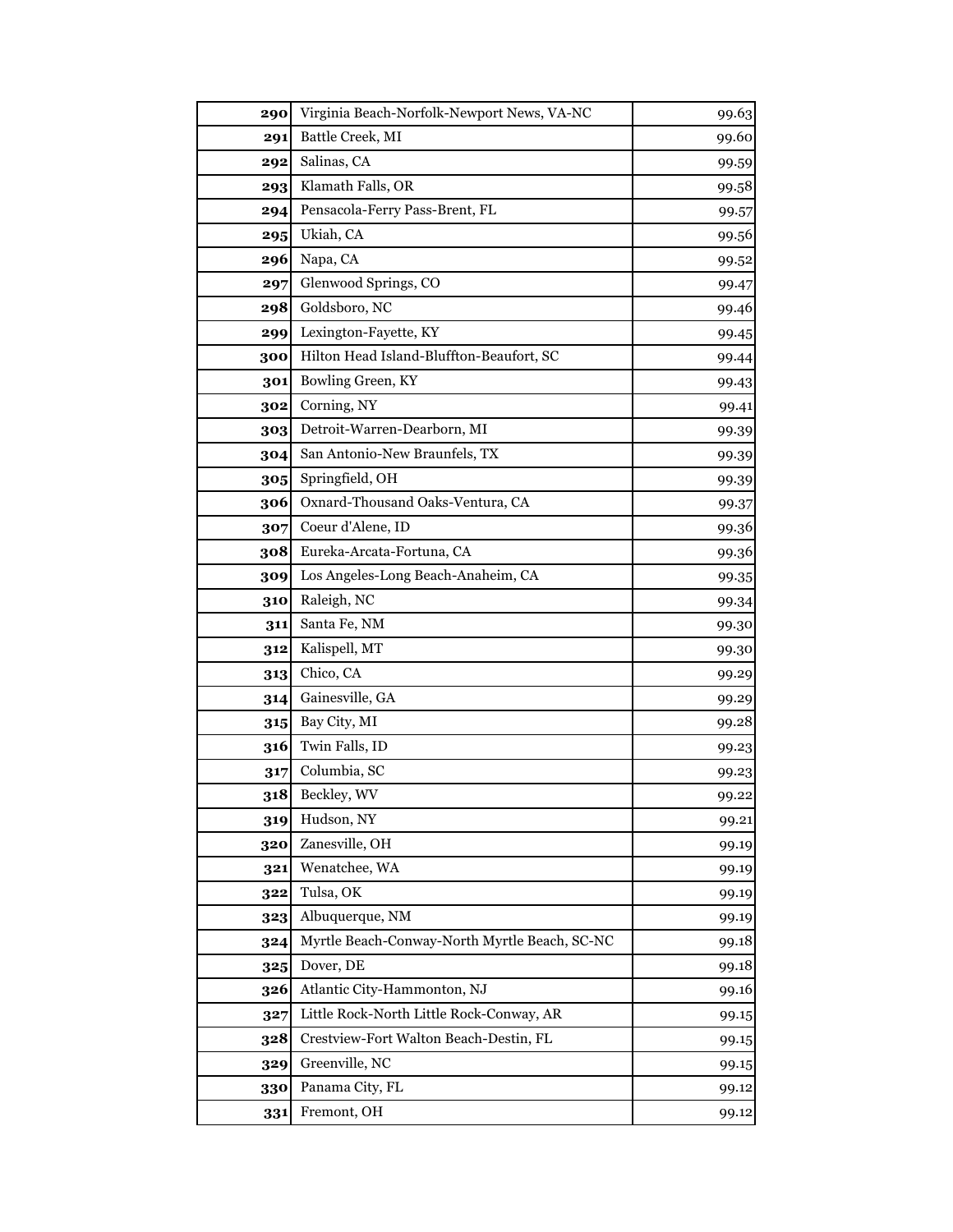| | | |
|---|---|---|
| **290** | Virginia Beach-Norfolk-Newport News, VA-NC | 99.63 |
| **291** | Battle Creek, MI | 99.60 |
| **292** | Salinas, CA | 99.59 |
| **293** | Klamath Falls, OR | 99.58 |
| **294** | Pensacola-Ferry Pass-Brent, FL | 99.57 |
| **295** | Ukiah, CA | 99.56 |
| **296** | Napa, CA | 99.52 |
| **297** | Glenwood Springs, CO | 99.47 |
| **298** | Goldsboro, NC | 99.46 |
| **299** | Lexington-Fayette, KY | 99.45 |
| **300** | Hilton Head Island-Bluffton-Beaufort, SC | 99.44 |
| **301** | Bowling Green, KY | 99.43 |
| **302** | Corning, NY | 99.41 |
| **303** | Detroit-Warren-Dearborn, MI | 99.39 |
| **304** | San Antonio-New Braunfels, TX | 99.39 |
| **305** | Springfield, OH | 99.39 |
| **306** | Oxnard-Thousand Oaks-Ventura, CA | 99.37 |
| **307** | Coeur d'Alene, ID | 99.36 |
| **308** | Eureka-Arcata-Fortuna, CA | 99.36 |
| **309** | Los Angeles-Long Beach-Anaheim, CA | 99.35 |
| **310** | Raleigh, NC | 99.34 |
| **311** | Santa Fe, NM | 99.30 |
| **312** | Kalispell, MT | 99.30 |
| **313** | Chico, CA | 99.29 |
| **314** | Gainesville, GA | 99.29 |
| **315** | Bay City, MI | 99.28 |
| **316** | Twin Falls, ID | 99.23 |
| **317** | Columbia, SC | 99.23 |
| **318** | Beckley, WV | 99.22 |
| **319** | Hudson, NY | 99.21 |
| **320** | Zanesville, OH | 99.19 |
| **321** | Wenatchee, WA | 99.19 |
| **322** | Tulsa, OK | 99.19 |
| **323** | Albuquerque, NM | 99.19 |
| **324** | Myrtle Beach-Conway-North Myrtle Beach, SC-NC | 99.18 |
| **325** | Dover, DE | 99.18 |
| **326** | Atlantic City-Hammonton, NJ | 99.16 |
| **327** | Little Rock-North Little Rock-Conway, AR | 99.15 |
| **328** | Crestview-Fort Walton Beach-Destin, FL | 99.15 |
| **329** | Greenville, NC | 99.15 |
| **330** | Panama City, FL | 99.12 |
| **331** | Fremont, OH | 99.12 |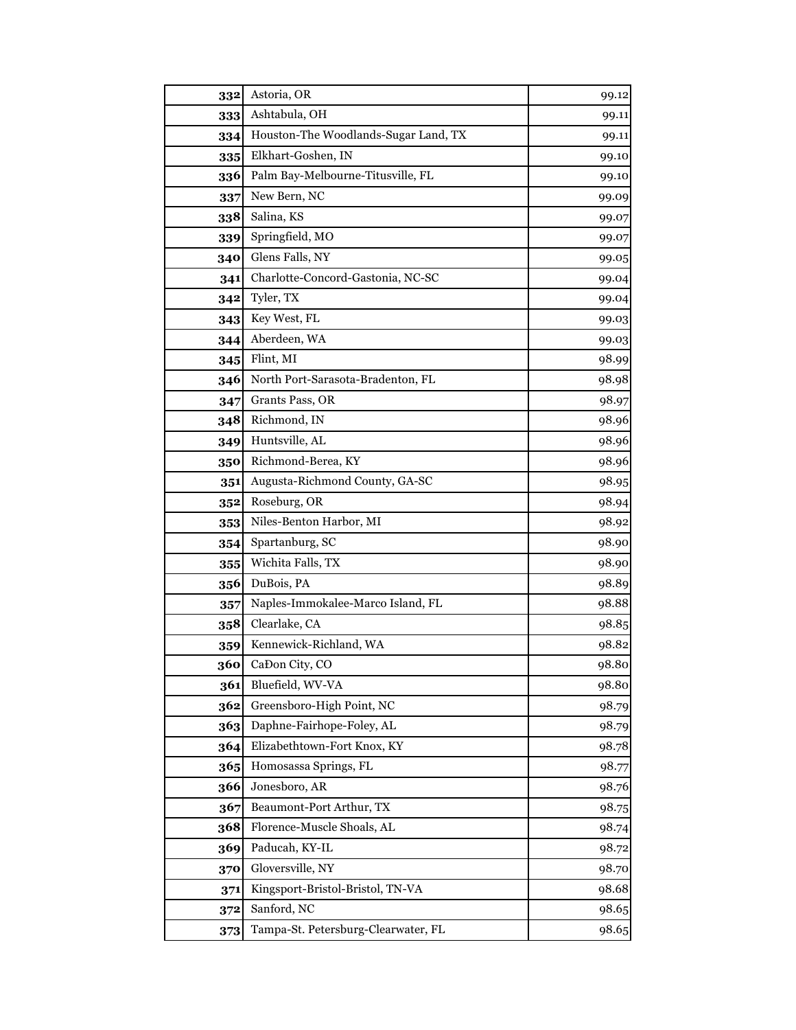| 332 | Astoria, OR | 99.12 |
|---|---|---|
| 333 | Ashtabula, OH | 99.11 |
| 334 | Houston-The Woodlands-Sugar Land, TX | 99.11 |
| 335 | Elkhart-Goshen, IN | 99.10 |
| 336 | Palm Bay-Melbourne-Titusville, FL | 99.10 |
| 337 | New Bern, NC | 99.09 |
| 338 | Salina, KS | 99.07 |
| 339 | Springfield, MO | 99.07 |
| 340 | Glens Falls, NY | 99.05 |
| 341 | Charlotte-Concord-Gastonia, NC-SC | 99.04 |
| 342 | Tyler, TX | 99.04 |
| 343 | Key West, FL | 99.03 |
| 344 | Aberdeen, WA | 99.03 |
| 345 | Flint, MI | 98.99 |
| 346 | North Port-Sarasota-Bradenton, FL | 98.98 |
| 347 | Grants Pass, OR | 98.97 |
| 348 | Richmond, IN | 98.96 |
| 349 | Huntsville, AL | 98.96 |
| 350 | Richmond-Berea, KY | 98.96 |
| 351 | Augusta-Richmond County, GA-SC | 98.95 |
| 352 | Roseburg, OR | 98.94 |
| 353 | Niles-Benton Harbor, MI | 98.92 |
| 354 | Spartanburg, SC | 98.90 |
| 355 | Wichita Falls, TX | 98.90 |
| 356 | DuBois, PA | 98.89 |
| 357 | Naples-Immokalee-Marco Island, FL | 98.88 |
| 358 | Clearlake, CA | 98.85 |
| 359 | Kennewick-Richland, WA | 98.82 |
| 360 | CaÐon City, CO | 98.80 |
| 361 | Bluefield, WV-VA | 98.80 |
| 362 | Greensboro-High Point, NC | 98.79 |
| 363 | Daphne-Fairhope-Foley, AL | 98.79 |
| 364 | Elizabethtown-Fort Knox, KY | 98.78 |
| 365 | Homosassa Springs, FL | 98.77 |
| 366 | Jonesboro, AR | 98.76 |
| 367 | Beaumont-Port Arthur, TX | 98.75 |
| 368 | Florence-Muscle Shoals, AL | 98.74 |
| 369 | Paducah, KY-IL | 98.72 |
| 370 | Gloversville, NY | 98.70 |
| 371 | Kingsport-Bristol-Bristol, TN-VA | 98.68 |
| 372 | Sanford, NC | 98.65 |
| 373 | Tampa-St. Petersburg-Clearwater, FL | 98.65 |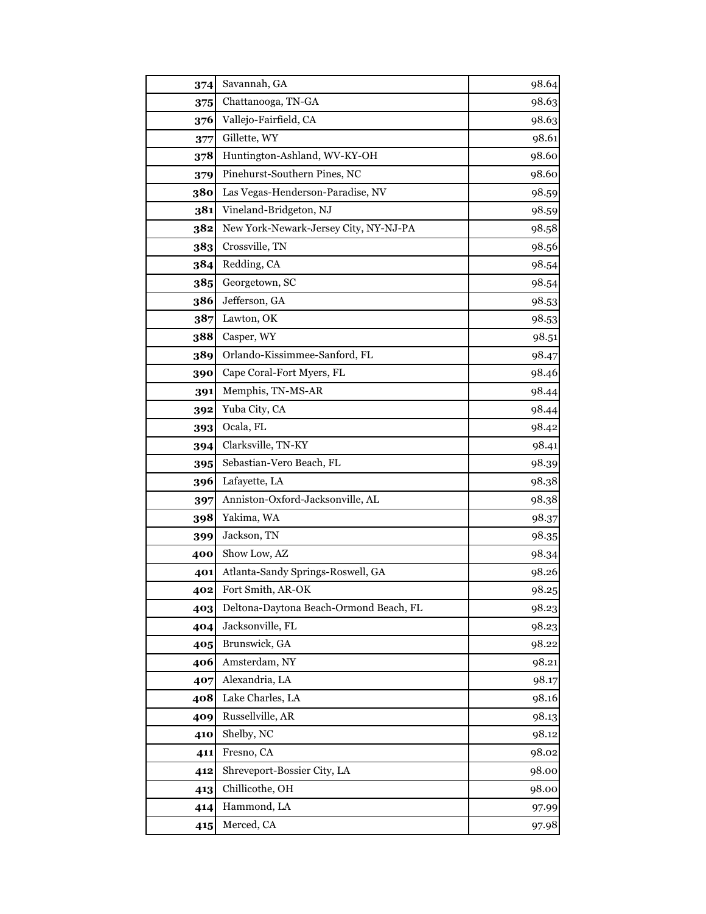| 374 | Savannah, GA | 98.64 |
|---|---|---|
| 375 | Chattanooga, TN-GA | 98.63 |
| 376 | Vallejo-Fairfield, CA | 98.63 |
| 377 | Gillette, WY | 98.61 |
| 378 | Huntington-Ashland, WV-KY-OH | 98.60 |
| 379 | Pinehurst-Southern Pines, NC | 98.60 |
| 380 | Las Vegas-Henderson-Paradise, NV | 98.59 |
| 381 | Vineland-Bridgeton, NJ | 98.59 |
| 382 | New York-Newark-Jersey City, NY-NJ-PA | 98.58 |
| 383 | Crossville, TN | 98.56 |
| 384 | Redding, CA | 98.54 |
| 385 | Georgetown, SC | 98.54 |
| 386 | Jefferson, GA | 98.53 |
| 387 | Lawton, OK | 98.53 |
| 388 | Casper, WY | 98.51 |
| 389 | Orlando-Kissimmee-Sanford, FL | 98.47 |
| 390 | Cape Coral-Fort Myers, FL | 98.46 |
| 391 | Memphis, TN-MS-AR | 98.44 |
| 392 | Yuba City, CA | 98.44 |
| 393 | Ocala, FL | 98.42 |
| 394 | Clarksville, TN-KY | 98.41 |
| 395 | Sebastian-Vero Beach, FL | 98.39 |
| 396 | Lafayette, LA | 98.38 |
| 397 | Anniston-Oxford-Jacksonville, AL | 98.38 |
| 398 | Yakima, WA | 98.37 |
| 399 | Jackson, TN | 98.35 |
| 400 | Show Low, AZ | 98.34 |
| 401 | Atlanta-Sandy Springs-Roswell, GA | 98.26 |
| 402 | Fort Smith, AR-OK | 98.25 |
| 403 | Deltona-Daytona Beach-Ormond Beach, FL | 98.23 |
| 404 | Jacksonville, FL | 98.23 |
| 405 | Brunswick, GA | 98.22 |
| 406 | Amsterdam, NY | 98.21 |
| 407 | Alexandria, LA | 98.17 |
| 408 | Lake Charles, LA | 98.16 |
| 409 | Russellville, AR | 98.13 |
| 410 | Shelby, NC | 98.12 |
| 411 | Fresno, CA | 98.02 |
| 412 | Shreveport-Bossier City, LA | 98.00 |
| 413 | Chillicothe, OH | 98.00 |
| 414 | Hammond, LA | 97.99 |
| 415 | Merced, CA | 97.98 |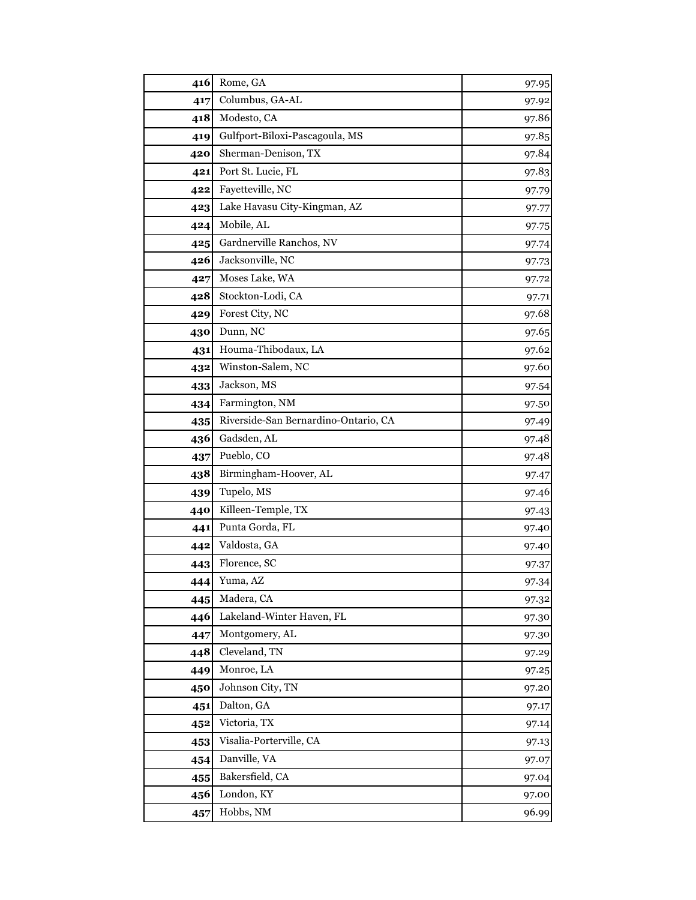| | | |
|---|---|---|
| **416** | Rome, GA | 97.95 |
| **417** | Columbus, GA-AL | 97.92 |
| **418** | Modesto, CA | 97.86 |
| **419** | Gulfport-Biloxi-Pascagoula, MS | 97.85 |
| **420** | Sherman-Denison, TX | 97.84 |
| **421** | Port St. Lucie, FL | 97.83 |
| **422** | Fayetteville, NC | 97.79 |
| **423** | Lake Havasu City-Kingman, AZ | 97.77 |
| **424** | Mobile, AL | 97.75 |
| **425** | Gardnerville Ranchos, NV | 97.74 |
| **426** | Jacksonville, NC | 97.73 |
| **427** | Moses Lake, WA | 97.72 |
| **428** | Stockton-Lodi, CA | 97.71 |
| **429** | Forest City, NC | 97.68 |
| **430** | Dunn, NC | 97.65 |
| **431** | Houma-Thibodaux, LA | 97.62 |
| **432** | Winston-Salem, NC | 97.60 |
| **433** | Jackson, MS | 97.54 |
| **434** | Farmington, NM | 97.50 |
| **435** | Riverside-San Bernardino-Ontario, CA | 97.49 |
| **436** | Gadsden, AL | 97.48 |
| **437** | Pueblo, CO | 97.48 |
| **438** | Birmingham-Hoover, AL | 97.47 |
| **439** | Tupelo, MS | 97.46 |
| **440** | Killeen-Temple, TX | 97.43 |
| **441** | Punta Gorda, FL | 97.40 |
| **442** | Valdosta, GA | 97.40 |
| **443** | Florence, SC | 97.37 |
| **444** | Yuma, AZ | 97.34 |
| **445** | Madera, CA | 97.32 |
| **446** | Lakeland-Winter Haven, FL | 97.30 |
| **447** | Montgomery, AL | 97.30 |
| **448** | Cleveland, TN | 97.29 |
| **449** | Monroe, LA | 97.25 |
| **450** | Johnson City, TN | 97.20 |
| **451** | Dalton, GA | 97.17 |
| **452** | Victoria, TX | 97.14 |
| **453** | Visalia-Porterville, CA | 97.13 |
| **454** | Danville, VA | 97.07 |
| **455** | Bakersfield, CA | 97.04 |
| **456** | London, KY | 97.00 |
| **457** | Hobbs, NM | 96.99 |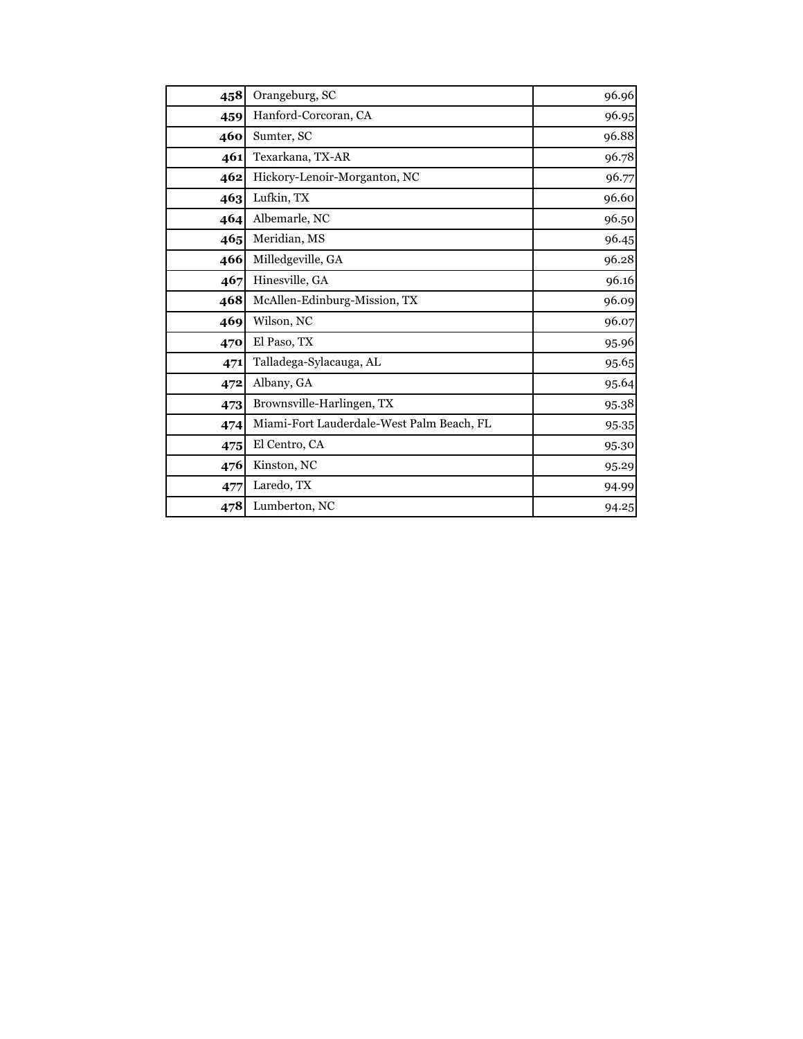| | | |
|---|---|---|
| **458** | Orangeburg, SC | 96.96 |
| **459** | Hanford-Corcoran, CA | 96.95 |
| **460** | Sumter, SC | 96.88 |
| **461** | Texarkana, TX-AR | 96.78 |
| **462** | Hickory-Lenoir-Morganton, NC | 96.77 |
| **463** | Lufkin, TX | 96.60 |
| **464** | Albemarle, NC | 96.50 |
| **465** | Meridian, MS | 96.45 |
| **466** | Milledgeville, GA | 96.28 |
| **467** | Hinesville, GA | 96.16 |
| **468** | McAllen-Edinburg-Mission, TX | 96.09 |
| **469** | Wilson, NC | 96.07 |
| **470** | El Paso, TX | 95.96 |
| **471** | Talladega-Sylacauga, AL | 95.65 |
| **472** | Albany, GA | 95.64 |
| **473** | Brownsville-Harlingen, TX | 95.38 |
| **474** | Miami-Fort Lauderdale-West Palm Beach, FL | 95.35 |
| **475** | El Centro, CA | 95.30 |
| **476** | Kinston, NC | 95.29 |
| **477** | Laredo, TX | 94.99 |
| **478** | Lumberton, NC | 94.25 |